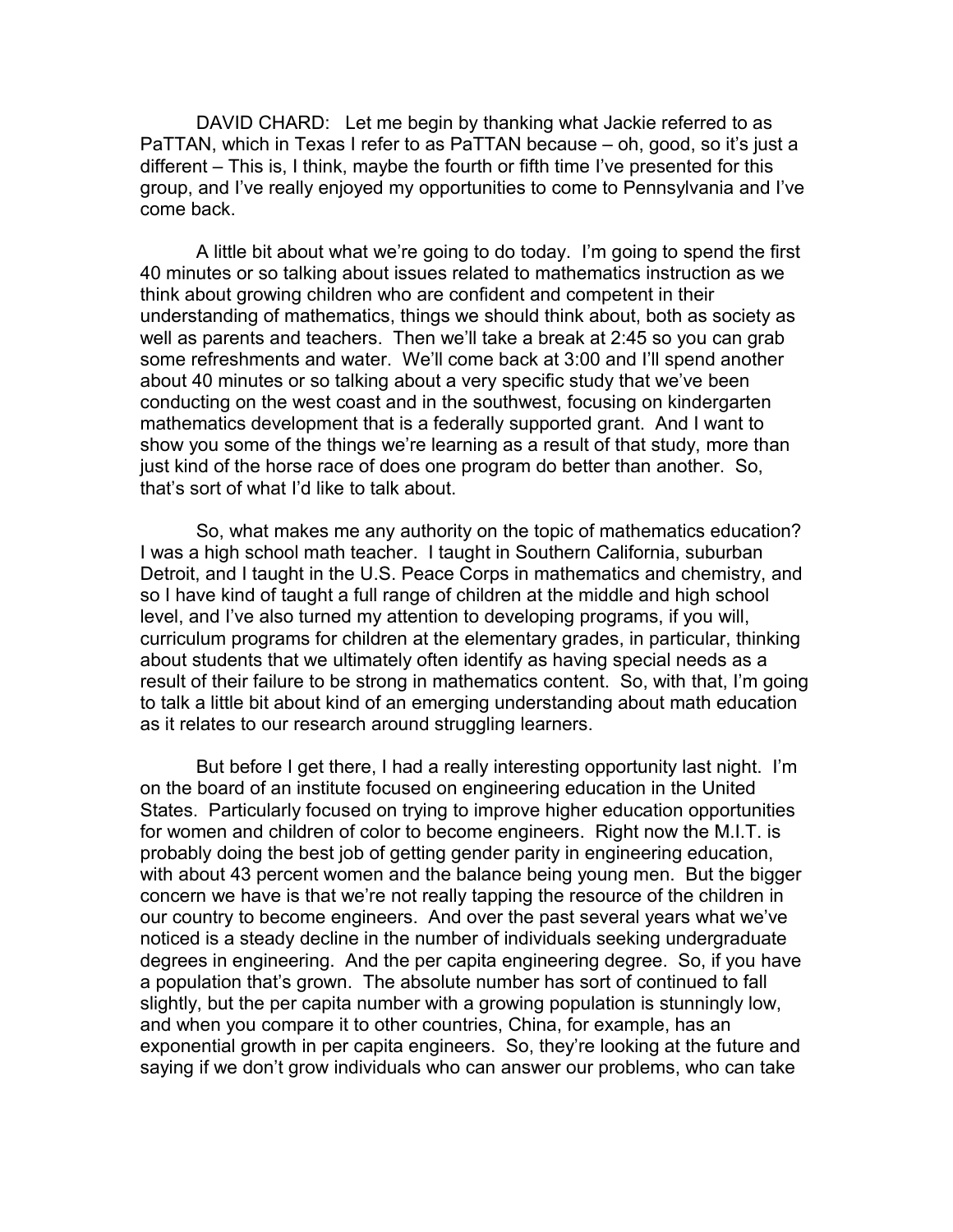DAVID CHARD: Let me begin by thanking what Jackie referred to as PaTTAN, which in Texas I refer to as PaTTAN because – oh, good, so it's just a different – This is, I think, maybe the fourth or fifth time I've presented for this group, and I've really enjoyed my opportunities to come to Pennsylvania and I've come back.

A little bit about what we're going to do today. I'm going to spend the first 40 minutes or so talking about issues related to mathematics instruction as we think about growing children who are confident and competent in their understanding of mathematics, things we should think about, both as society as well as parents and teachers. Then we'll take a break at 2:45 so you can grab some refreshments and water. We'll come back at 3:00 and I'll spend another about 40 minutes or so talking about a very specific study that we've been conducting on the west coast and in the southwest, focusing on kindergarten mathematics development that is a federally supported grant. And I want to show you some of the things we're learning as a result of that study, more than just kind of the horse race of does one program do better than another. So, that's sort of what I'd like to talk about.

So, what makes me any authority on the topic of mathematics education? I was a high school math teacher. I taught in Southern California, suburban Detroit, and I taught in the U.S. Peace Corps in mathematics and chemistry, and so I have kind of taught a full range of children at the middle and high school level, and I've also turned my attention to developing programs, if you will, curriculum programs for children at the elementary grades, in particular, thinking about students that we ultimately often identify as having special needs as a result of their failure to be strong in mathematics content. So, with that, I'm going to talk a little bit about kind of an emerging understanding about math education as it relates to our research around struggling learners.

But before I get there, I had a really interesting opportunity last night. I'm on the board of an institute focused on engineering education in the United States. Particularly focused on trying to improve higher education opportunities for women and children of color to become engineers. Right now the M.I.T. is probably doing the best job of getting gender parity in engineering education, with about 43 percent women and the balance being young men. But the bigger concern we have is that we're not really tapping the resource of the children in our country to become engineers. And over the past several years what we've noticed is a steady decline in the number of individuals seeking undergraduate degrees in engineering. And the per capita engineering degree. So, if you have a population that's grown. The absolute number has sort of continued to fall slightly, but the per capita number with a growing population is stunningly low, and when you compare it to other countries, China, for example, has an exponential growth in per capita engineers. So, they're looking at the future and saying if we don't grow individuals who can answer our problems, who can take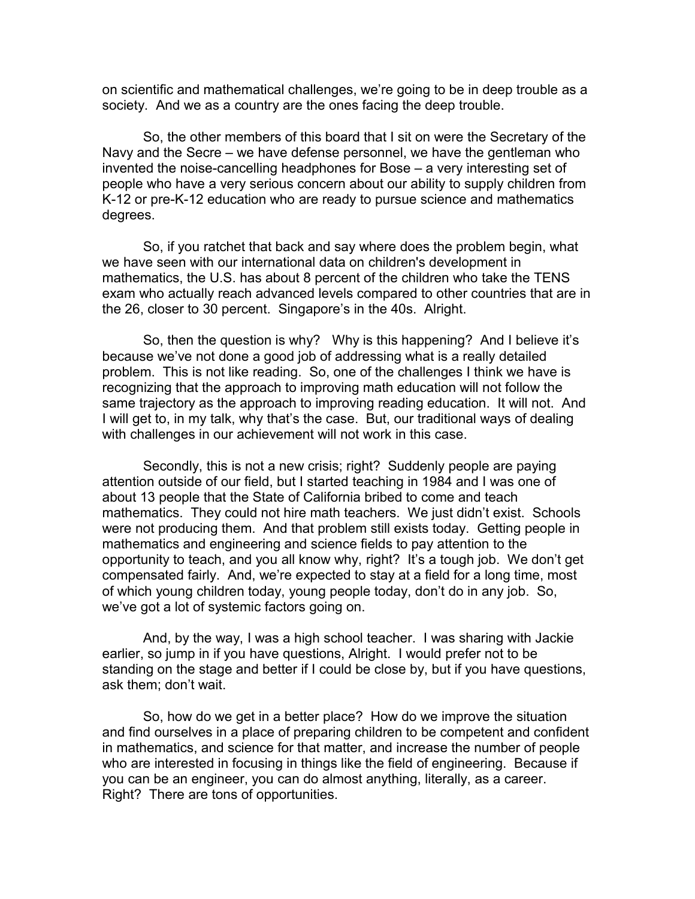on scientific and mathematical challenges, we're going to be in deep trouble as a society. And we as a country are the ones facing the deep trouble.

So, the other members of this board that I sit on were the Secretary of the Navy and the Secre – we have defense personnel, we have the gentleman who invented the noise-cancelling headphones for Bose – a very interesting set of people who have a very serious concern about our ability to supply children from K-12 or pre-K-12 education who are ready to pursue science and mathematics degrees.

So, if you ratchet that back and say where does the problem begin, what we have seen with our international data on children's development in mathematics, the U.S. has about 8 percent of the children who take the TENS exam who actually reach advanced levels compared to other countries that are in the 26, closer to 30 percent. Singapore's in the 40s. Alright.

So, then the question is why? Why is this happening? And I believe it's because we've not done a good job of addressing what is a really detailed problem. This is not like reading. So, one of the challenges I think we have is recognizing that the approach to improving math education will not follow the same trajectory as the approach to improving reading education. It will not. And I will get to, in my talk, why that's the case. But, our traditional ways of dealing with challenges in our achievement will not work in this case.

Secondly, this is not a new crisis; right? Suddenly people are paying attention outside of our field, but I started teaching in 1984 and I was one of about 13 people that the State of California bribed to come and teach mathematics. They could not hire math teachers. We just didn't exist. Schools were not producing them. And that problem still exists today. Getting people in mathematics and engineering and science fields to pay attention to the opportunity to teach, and you all know why, right? It's a tough job. We don't get compensated fairly. And, we're expected to stay at a field for a long time, most of which young children today, young people today, don't do in any job. So, we've got a lot of systemic factors going on.

And, by the way, I was a high school teacher. I was sharing with Jackie earlier, so jump in if you have questions, Alright. I would prefer not to be standing on the stage and better if I could be close by, but if you have questions, ask them; don't wait.

So, how do we get in a better place? How do we improve the situation and find ourselves in a place of preparing children to be competent and confident in mathematics, and science for that matter, and increase the number of people who are interested in focusing in things like the field of engineering. Because if you can be an engineer, you can do almost anything, literally, as a career. Right? There are tons of opportunities.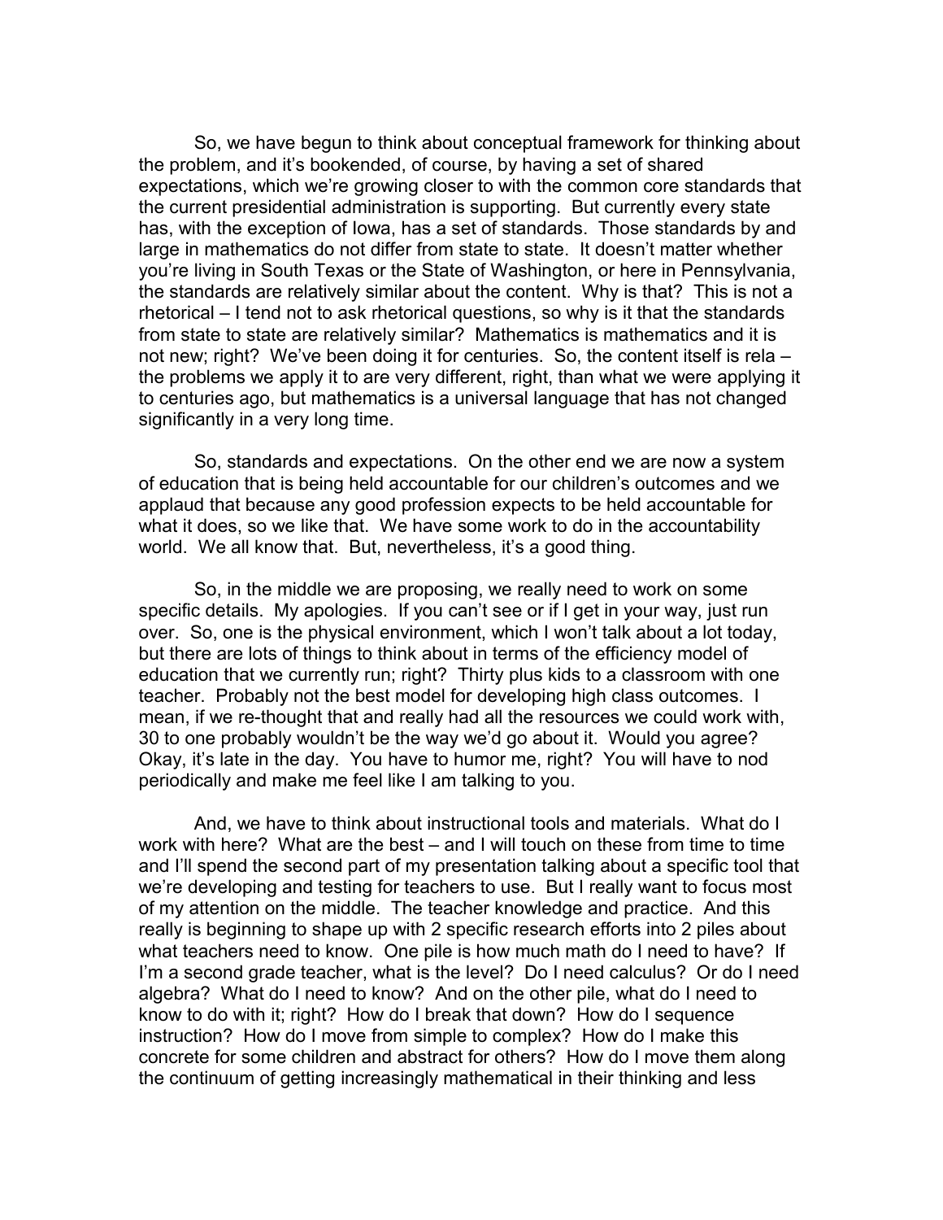So, we have begun to think about conceptual framework for thinking about the problem, and it's bookended, of course, by having a set of shared expectations, which we're growing closer to with the common core standards that the current presidential administration is supporting. But currently every state has, with the exception of Iowa, has a set of standards. Those standards by and large in mathematics do not differ from state to state. It doesn't matter whether you're living in South Texas or the State of Washington, or here in Pennsylvania, the standards are relatively similar about the content. Why is that? This is not a rhetorical – I tend not to ask rhetorical questions, so why is it that the standards from state to state are relatively similar? Mathematics is mathematics and it is not new; right? We've been doing it for centuries. So, the content itself is rela – the problems we apply it to are very different, right, than what we were applying it to centuries ago, but mathematics is a universal language that has not changed significantly in a very long time.

So, standards and expectations. On the other end we are now a system of education that is being held accountable for our children's outcomes and we applaud that because any good profession expects to be held accountable for what it does, so we like that. We have some work to do in the accountability world. We all know that. But, nevertheless, it's a good thing.

So, in the middle we are proposing, we really need to work on some specific details. My apologies. If you can't see or if I get in your way, just run over. So, one is the physical environment, which I won't talk about a lot today, but there are lots of things to think about in terms of the efficiency model of education that we currently run; right? Thirty plus kids to a classroom with one teacher. Probably not the best model for developing high class outcomes. I mean, if we re-thought that and really had all the resources we could work with, 30 to one probably wouldn't be the way we'd go about it. Would you agree? Okay, it's late in the day. You have to humor me, right? You will have to nod periodically and make me feel like I am talking to you.

And, we have to think about instructional tools and materials. What do I work with here? What are the best – and I will touch on these from time to time and I'll spend the second part of my presentation talking about a specific tool that we're developing and testing for teachers to use. But I really want to focus most of my attention on the middle. The teacher knowledge and practice. And this really is beginning to shape up with 2 specific research efforts into 2 piles about what teachers need to know. One pile is how much math do I need to have? If I'm a second grade teacher, what is the level? Do I need calculus? Or do I need algebra? What do I need to know? And on the other pile, what do I need to know to do with it; right? How do I break that down? How do I sequence instruction? How do I move from simple to complex? How do I make this concrete for some children and abstract for others? How do I move them along the continuum of getting increasingly mathematical in their thinking and less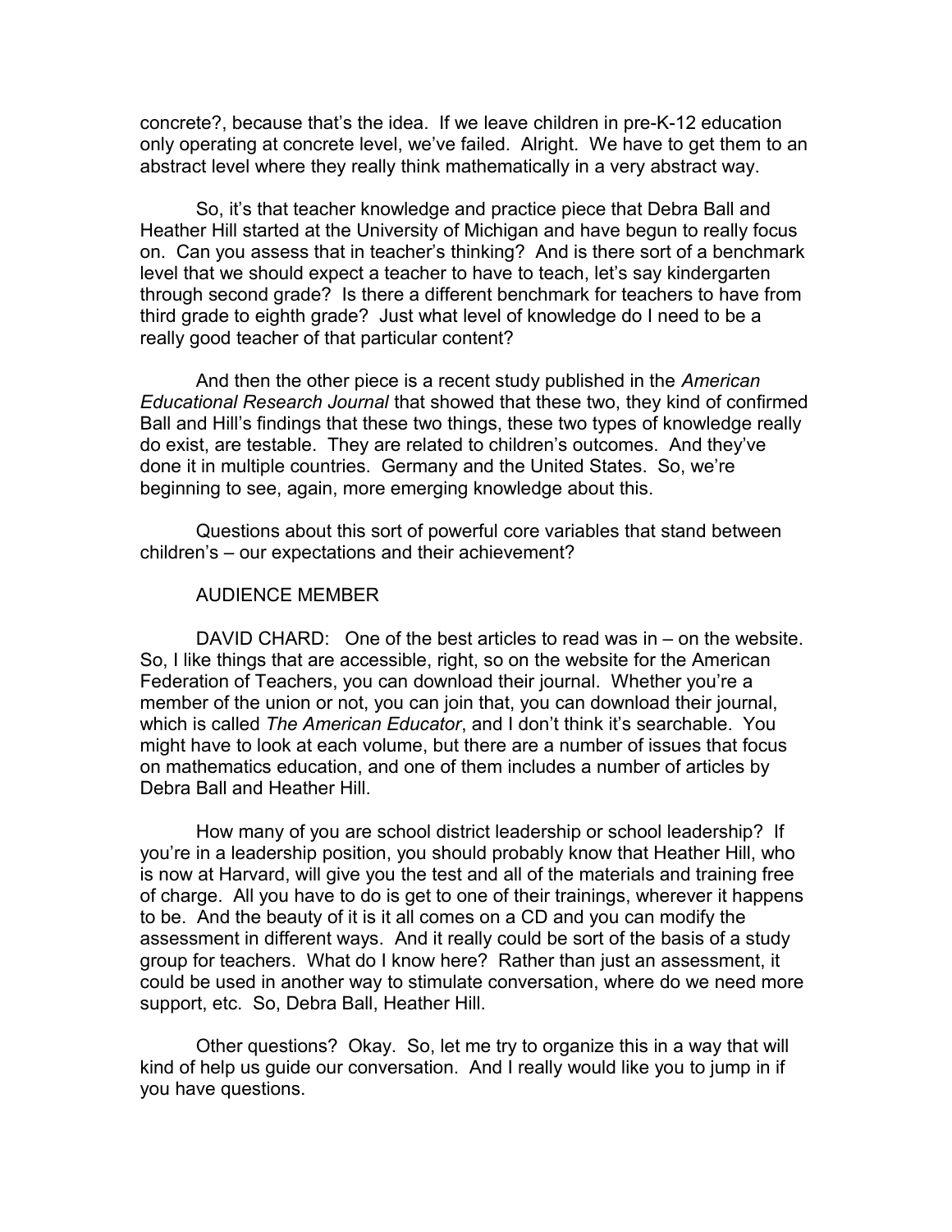concrete?, because that's the idea. If we leave children in pre-K-12 education only operating at concrete level, we've failed. Alright. We have to get them to an abstract level where they really think mathematically in a very abstract way.

So, it's that teacher knowledge and practice piece that Debra Ball and Heather Hill started at the University of Michigan and have begun to really focus on. Can you assess that in teacher's thinking? And is there sort of a benchmark level that we should expect a teacher to have to teach, let's say kindergarten through second grade? Is there a different benchmark for teachers to have from third grade to eighth grade? Just what level of knowledge do I need to be a really good teacher of that particular content?

And then the other piece is a recent study published in the *American Educational Research Journal* that showed that these two, they kind of confirmed Ball and Hill's findings that these two things, these two types of knowledge really do exist, are testable. They are related to children's outcomes. And they've done it in multiple countries. Germany and the United States. So, we're beginning to see, again, more emerging knowledge about this.

Questions about this sort of powerful core variables that stand between children's – our expectations and their achievement?

AUDIENCE MEMBER

DAVID CHARD: One of the best articles to read was in – on the website. So, I like things that are accessible, right, so on the website for the American Federation of Teachers, you can download their journal. Whether you're a member of the union or not, you can join that, you can download their journal, which is called *The American Educator*, and I don't think it's searchable. You might have to look at each volume, but there are a number of issues that focus on mathematics education, and one of them includes a number of articles by Debra Ball and Heather Hill.

How many of you are school district leadership or school leadership? If you're in a leadership position, you should probably know that Heather Hill, who is now at Harvard, will give you the test and all of the materials and training free of charge. All you have to do is get to one of their trainings, wherever it happens to be. And the beauty of it is it all comes on a CD and you can modify the assessment in different ways. And it really could be sort of the basis of a study group for teachers. What do I know here? Rather than just an assessment, it could be used in another way to stimulate conversation, where do we need more support, etc. So, Debra Ball, Heather Hill.

Other questions? Okay. So, let me try to organize this in a way that will kind of help us guide our conversation. And I really would like you to jump in if you have questions.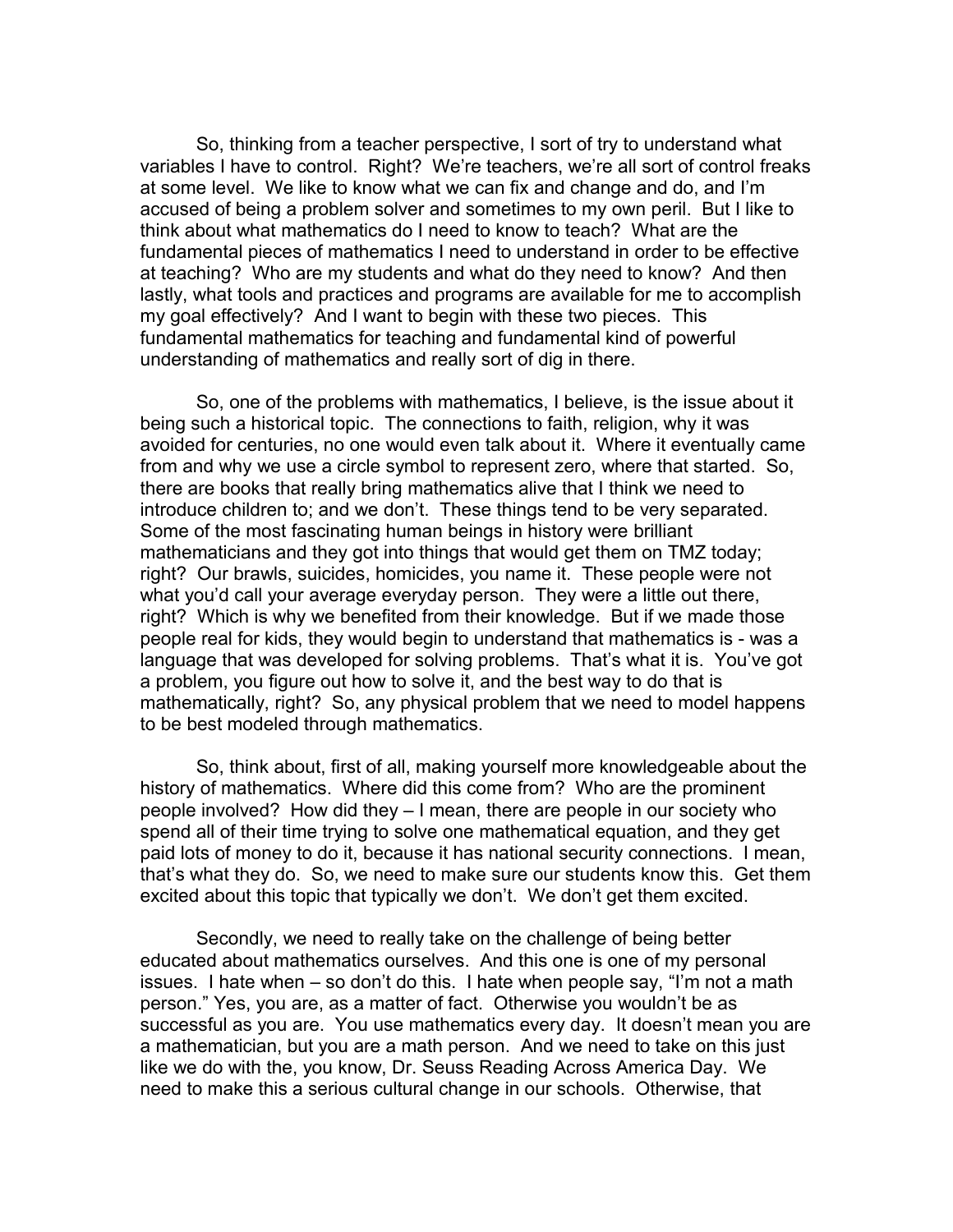So, thinking from a teacher perspective, I sort of try to understand what variables I have to control. Right? We're teachers, we're all sort of control freaks at some level. We like to know what we can fix and change and do, and I'm accused of being a problem solver and sometimes to my own peril. But I like to think about what mathematics do I need to know to teach? What are the fundamental pieces of mathematics I need to understand in order to be effective at teaching? Who are my students and what do they need to know? And then lastly, what tools and practices and programs are available for me to accomplish my goal effectively? And I want to begin with these two pieces. This fundamental mathematics for teaching and fundamental kind of powerful understanding of mathematics and really sort of dig in there.

So, one of the problems with mathematics, I believe, is the issue about it being such a historical topic. The connections to faith, religion, why it was avoided for centuries, no one would even talk about it. Where it eventually came from and why we use a circle symbol to represent zero, where that started. So, there are books that really bring mathematics alive that I think we need to introduce children to; and we don't. These things tend to be very separated. Some of the most fascinating human beings in history were brilliant mathematicians and they got into things that would get them on TMZ today; right? Our brawls, suicides, homicides, you name it. These people were not what you'd call your average everyday person. They were a little out there, right? Which is why we benefited from their knowledge. But if we made those people real for kids, they would begin to understand that mathematics is - was a language that was developed for solving problems. That's what it is. You've got a problem, you figure out how to solve it, and the best way to do that is mathematically, right? So, any physical problem that we need to model happens to be best modeled through mathematics.

So, think about, first of all, making yourself more knowledgeable about the history of mathematics. Where did this come from? Who are the prominent people involved? How did they – I mean, there are people in our society who spend all of their time trying to solve one mathematical equation, and they get paid lots of money to do it, because it has national security connections. I mean, that's what they do. So, we need to make sure our students know this. Get them excited about this topic that typically we don't. We don't get them excited.

Secondly, we need to really take on the challenge of being better educated about mathematics ourselves. And this one is one of my personal issues. I hate when – so don't do this. I hate when people say, "I'm not a math person." Yes, you are, as a matter of fact. Otherwise you wouldn't be as successful as you are. You use mathematics every day. It doesn't mean you are a mathematician, but you are a math person. And we need to take on this just like we do with the, you know, Dr. Seuss Reading Across America Day. We need to make this a serious cultural change in our schools. Otherwise, that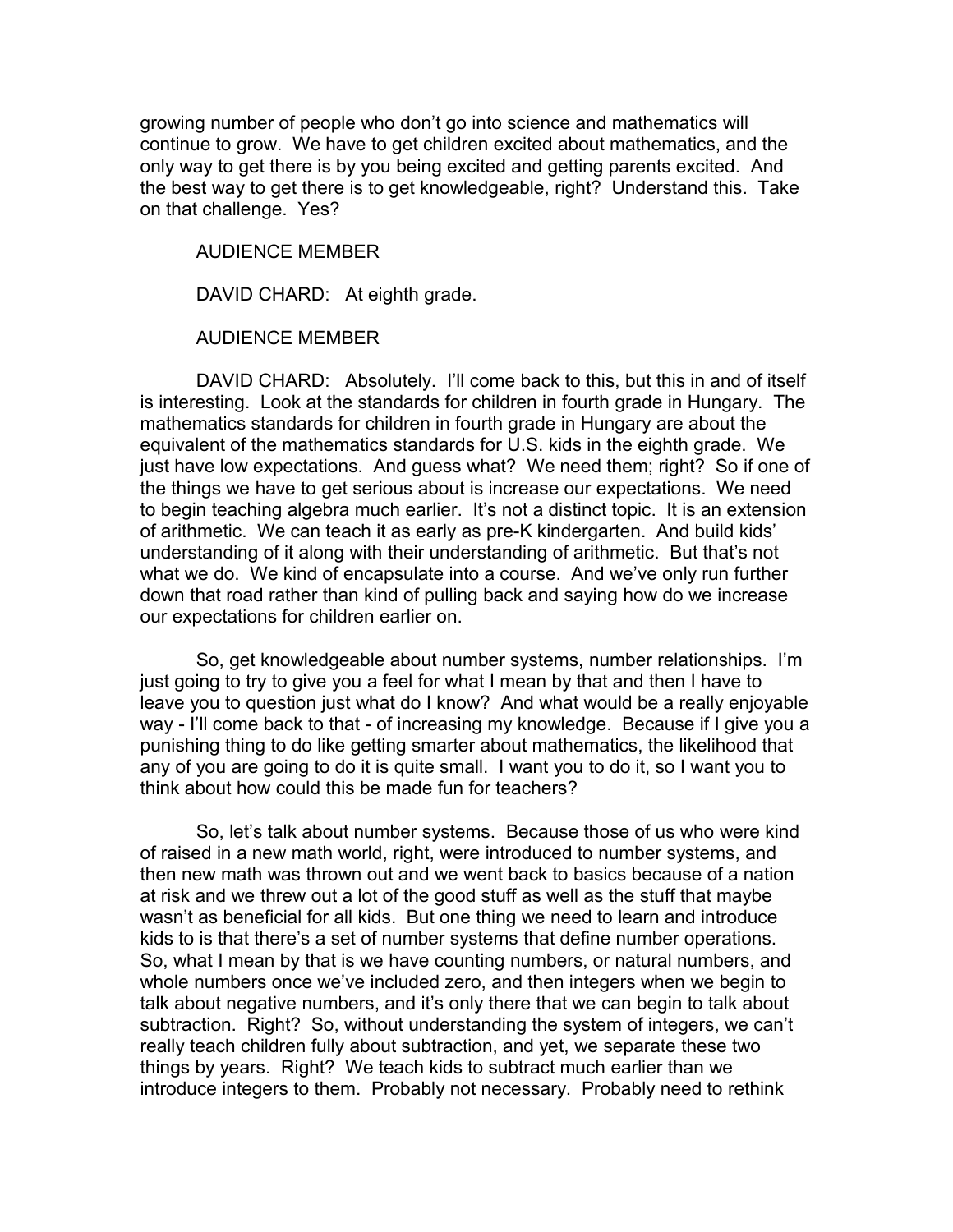growing number of people who don't go into science and mathematics will continue to grow. We have to get children excited about mathematics, and the only way to get there is by you being excited and getting parents excited. And the best way to get there is to get knowledgeable, right? Understand this. Take on that challenge. Yes?

AUDIENCE MEMBER

DAVID CHARD: At eighth grade.

AUDIENCE MEMBER

DAVID CHARD: Absolutely. I'll come back to this, but this in and of itself is interesting. Look at the standards for children in fourth grade in Hungary. The mathematics standards for children in fourth grade in Hungary are about the equivalent of the mathematics standards for U.S. kids in the eighth grade. We just have low expectations. And guess what? We need them; right? So if one of the things we have to get serious about is increase our expectations. We need to begin teaching algebra much earlier. It's not a distinct topic. It is an extension of arithmetic. We can teach it as early as pre-K kindergarten. And build kids' understanding of it along with their understanding of arithmetic. But that's not what we do. We kind of encapsulate into a course. And we've only run further down that road rather than kind of pulling back and saying how do we increase our expectations for children earlier on.

So, get knowledgeable about number systems, number relationships. I'm just going to try to give you a feel for what I mean by that and then I have to leave you to question just what do I know? And what would be a really enjoyable way - I'll come back to that - of increasing my knowledge. Because if I give you a punishing thing to do like getting smarter about mathematics, the likelihood that any of you are going to do it is quite small. I want you to do it, so I want you to think about how could this be made fun for teachers?

So, let's talk about number systems. Because those of us who were kind of raised in a new math world, right, were introduced to number systems, and then new math was thrown out and we went back to basics because of a nation at risk and we threw out a lot of the good stuff as well as the stuff that maybe wasn't as beneficial for all kids. But one thing we need to learn and introduce kids to is that there's a set of number systems that define number operations. So, what I mean by that is we have counting numbers, or natural numbers, and whole numbers once we've included zero, and then integers when we begin to talk about negative numbers, and it's only there that we can begin to talk about subtraction. Right? So, without understanding the system of integers, we can't really teach children fully about subtraction, and yet, we separate these two things by years. Right? We teach kids to subtract much earlier than we introduce integers to them. Probably not necessary. Probably need to rethink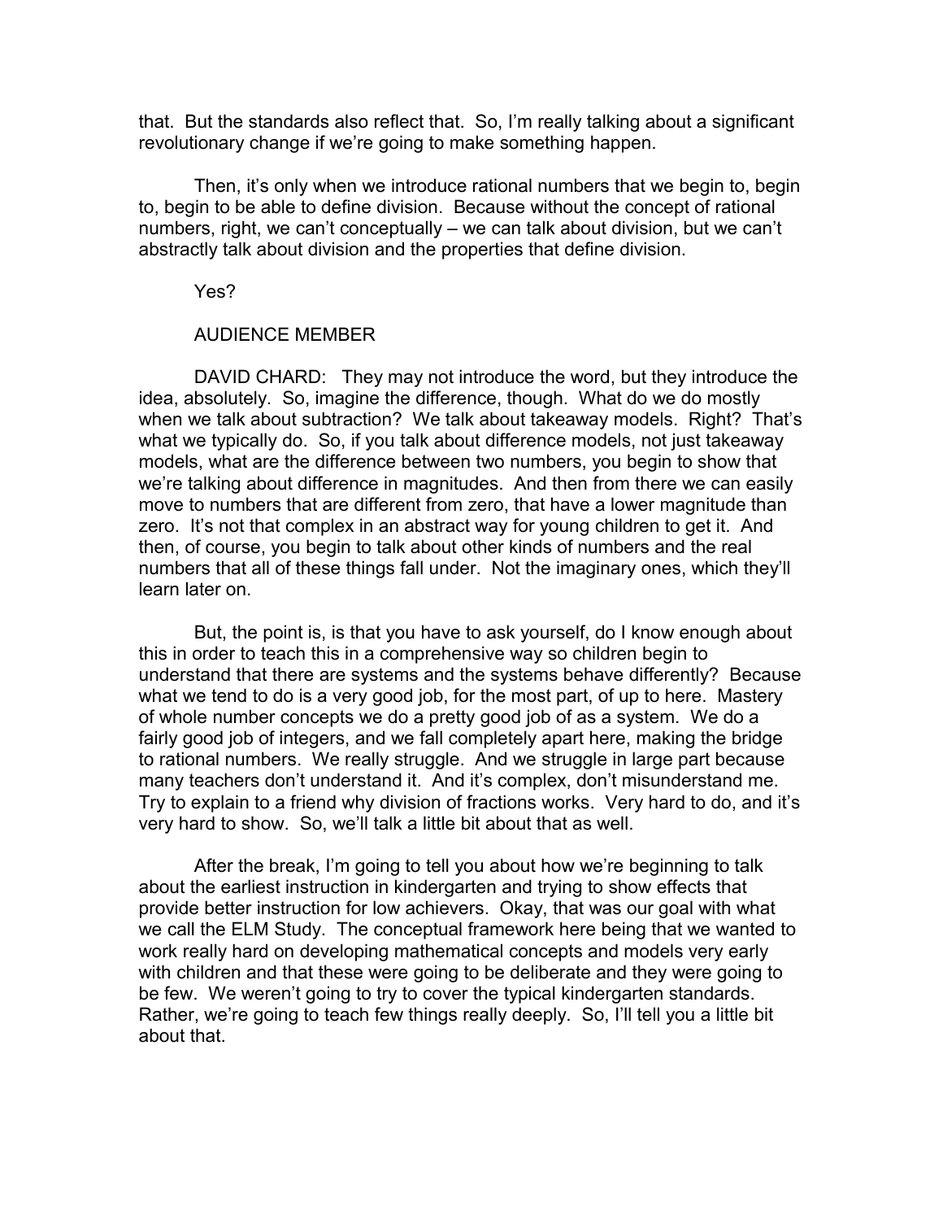that. But the standards also reflect that. So, I'm really talking about a significant revolutionary change if we're going to make something happen.

Then, it's only when we introduce rational numbers that we begin to, begin to, begin to be able to define division. Because without the concept of rational numbers, right, we can't conceptually – we can talk about division, but we can't abstractly talk about division and the properties that define division.

Yes?

AUDIENCE MEMBER

DAVID CHARD: They may not introduce the word, but they introduce the idea, absolutely. So, imagine the difference, though. What do we do mostly when we talk about subtraction? We talk about takeaway models. Right? That's what we typically do. So, if you talk about difference models, not just takeaway models, what are the difference between two numbers, you begin to show that we're talking about difference in magnitudes. And then from there we can easily move to numbers that are different from zero, that have a lower magnitude than zero. It's not that complex in an abstract way for young children to get it. And then, of course, you begin to talk about other kinds of numbers and the real numbers that all of these things fall under. Not the imaginary ones, which they'll learn later on.

But, the point is, is that you have to ask yourself, do I know enough about this in order to teach this in a comprehensive way so children begin to understand that there are systems and the systems behave differently? Because what we tend to do is a very good job, for the most part, of up to here. Mastery of whole number concepts we do a pretty good job of as a system. We do a fairly good job of integers, and we fall completely apart here, making the bridge to rational numbers. We really struggle. And we struggle in large part because many teachers don't understand it. And it's complex, don't misunderstand me. Try to explain to a friend why division of fractions works. Very hard to do, and it's very hard to show. So, we'll talk a little bit about that as well.

After the break, I'm going to tell you about how we're beginning to talk about the earliest instruction in kindergarten and trying to show effects that provide better instruction for low achievers. Okay, that was our goal with what we call the ELM Study. The conceptual framework here being that we wanted to work really hard on developing mathematical concepts and models very early with children and that these were going to be deliberate and they were going to be few. We weren't going to try to cover the typical kindergarten standards. Rather, we're going to teach few things really deeply. So, I'll tell you a little bit about that.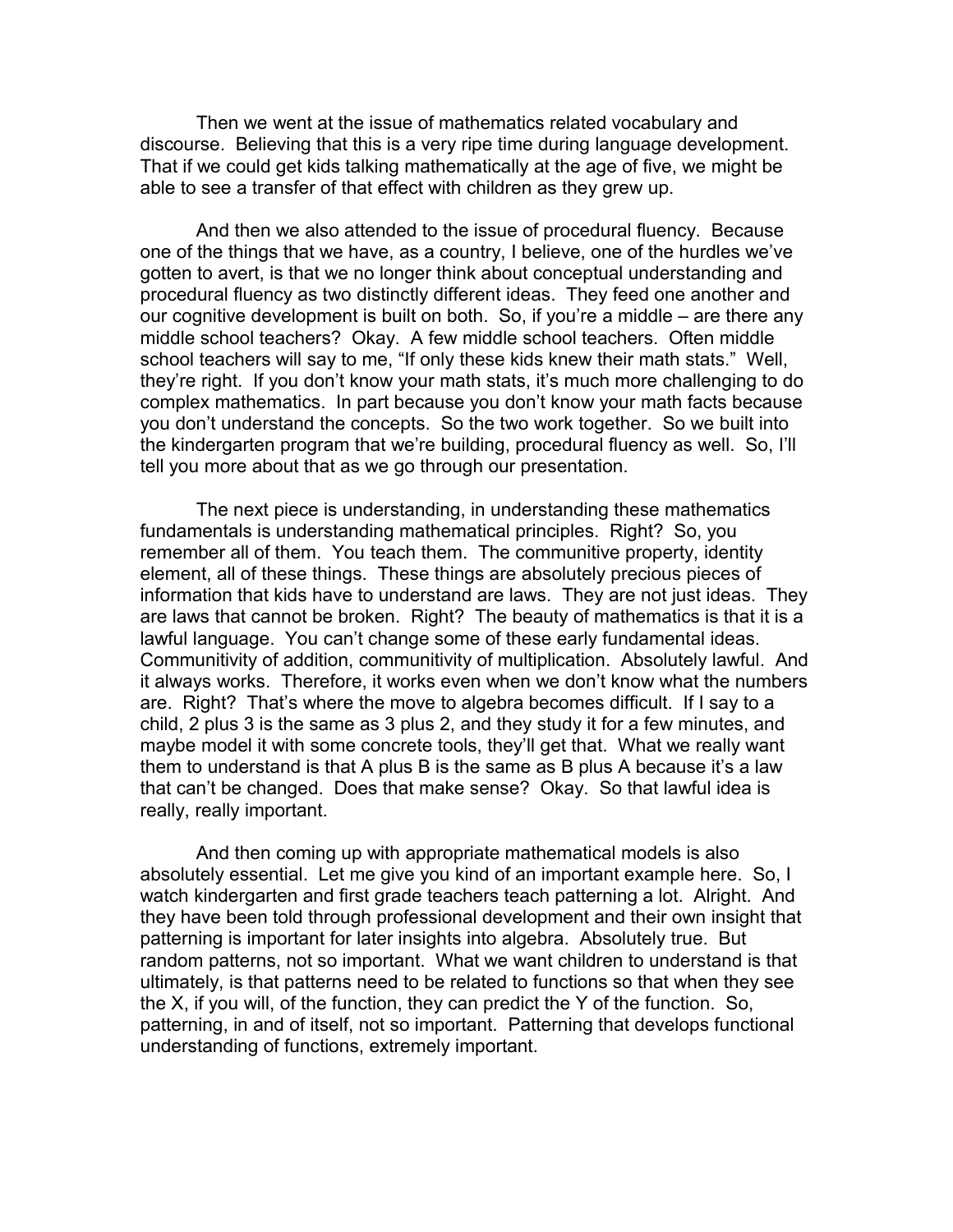Then we went at the issue of mathematics related vocabulary and discourse. Believing that this is a very ripe time during language development. That if we could get kids talking mathematically at the age of five, we might be able to see a transfer of that effect with children as they grew up.

And then we also attended to the issue of procedural fluency. Because one of the things that we have, as a country, I believe, one of the hurdles we've gotten to avert, is that we no longer think about conceptual understanding and procedural fluency as two distinctly different ideas. They feed one another and our cognitive development is built on both. So, if you're a middle – are there any middle school teachers? Okay. A few middle school teachers. Often middle school teachers will say to me, "If only these kids knew their math stats." Well, they're right. If you don't know your math stats, it's much more challenging to do complex mathematics. In part because you don't know your math facts because you don't understand the concepts. So the two work together. So we built into the kindergarten program that we're building, procedural fluency as well. So, I'll tell you more about that as we go through our presentation.

The next piece is understanding, in understanding these mathematics fundamentals is understanding mathematical principles. Right? So, you remember all of them. You teach them. The communitive property, identity element, all of these things. These things are absolutely precious pieces of information that kids have to understand are laws. They are not just ideas. They are laws that cannot be broken. Right? The beauty of mathematics is that it is a lawful language. You can't change some of these early fundamental ideas. Communitivity of addition, communitivity of multiplication. Absolutely lawful. And it always works. Therefore, it works even when we don't know what the numbers are. Right? That's where the move to algebra becomes difficult. If I say to a child, 2 plus 3 is the same as 3 plus 2, and they study it for a few minutes, and maybe model it with some concrete tools, they'll get that. What we really want them to understand is that A plus B is the same as B plus A because it's a law that can't be changed. Does that make sense? Okay. So that lawful idea is really, really important.

And then coming up with appropriate mathematical models is also absolutely essential. Let me give you kind of an important example here. So, I watch kindergarten and first grade teachers teach patterning a lot. Alright. And they have been told through professional development and their own insight that patterning is important for later insights into algebra. Absolutely true. But random patterns, not so important. What we want children to understand is that ultimately, is that patterns need to be related to functions so that when they see the X, if you will, of the function, they can predict the Y of the function. So, patterning, in and of itself, not so important. Patterning that develops functional understanding of functions, extremely important.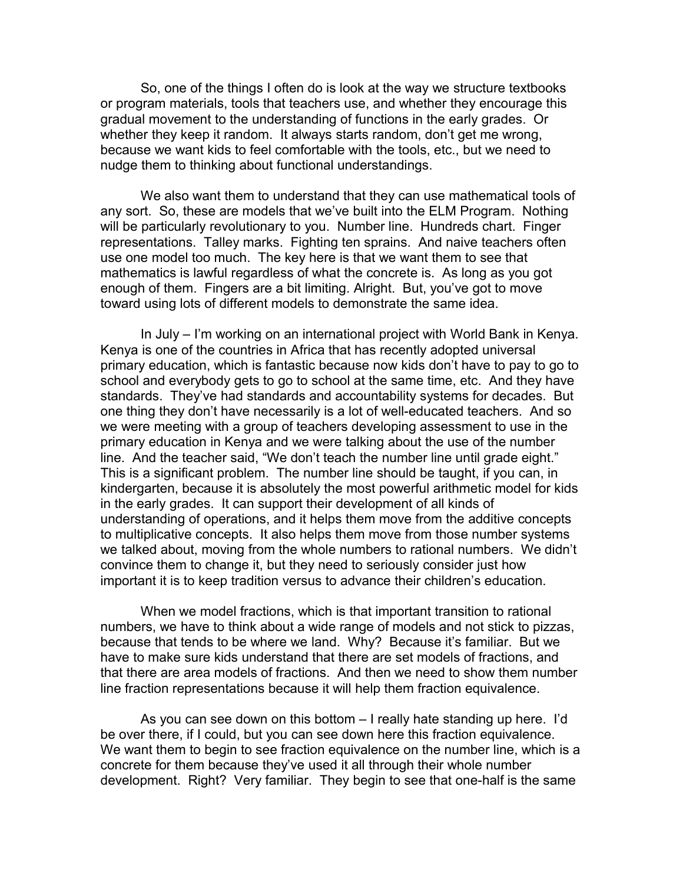So, one of the things I often do is look at the way we structure textbooks or program materials, tools that teachers use, and whether they encourage this gradual movement to the understanding of functions in the early grades. Or whether they keep it random. It always starts random, don't get me wrong, because we want kids to feel comfortable with the tools, etc., but we need to nudge them to thinking about functional understandings.

We also want them to understand that they can use mathematical tools of any sort. So, these are models that we've built into the ELM Program. Nothing will be particularly revolutionary to you. Number line. Hundreds chart. Finger representations. Talley marks. Fighting ten sprains. And naive teachers often use one model too much. The key here is that we want them to see that mathematics is lawful regardless of what the concrete is. As long as you got enough of them. Fingers are a bit limiting. Alright. But, you've got to move toward using lots of different models to demonstrate the same idea.

In July – I'm working on an international project with World Bank in Kenya. Kenya is one of the countries in Africa that has recently adopted universal primary education, which is fantastic because now kids don't have to pay to go to school and everybody gets to go to school at the same time, etc. And they have standards. They've had standards and accountability systems for decades. But one thing they don't have necessarily is a lot of well-educated teachers. And so we were meeting with a group of teachers developing assessment to use in the primary education in Kenya and we were talking about the use of the number line. And the teacher said, "We don't teach the number line until grade eight." This is a significant problem. The number line should be taught, if you can, in kindergarten, because it is absolutely the most powerful arithmetic model for kids in the early grades. It can support their development of all kinds of understanding of operations, and it helps them move from the additive concepts to multiplicative concepts. It also helps them move from those number systems we talked about, moving from the whole numbers to rational numbers. We didn't convince them to change it, but they need to seriously consider just how important it is to keep tradition versus to advance their children's education.

When we model fractions, which is that important transition to rational numbers, we have to think about a wide range of models and not stick to pizzas, because that tends to be where we land. Why? Because it's familiar. But we have to make sure kids understand that there are set models of fractions, and that there are area models of fractions. And then we need to show them number line fraction representations because it will help them fraction equivalence.

As you can see down on this bottom – I really hate standing up here. I'd be over there, if I could, but you can see down here this fraction equivalence. We want them to begin to see fraction equivalence on the number line, which is a concrete for them because they've used it all through their whole number development. Right? Very familiar. They begin to see that one-half is the same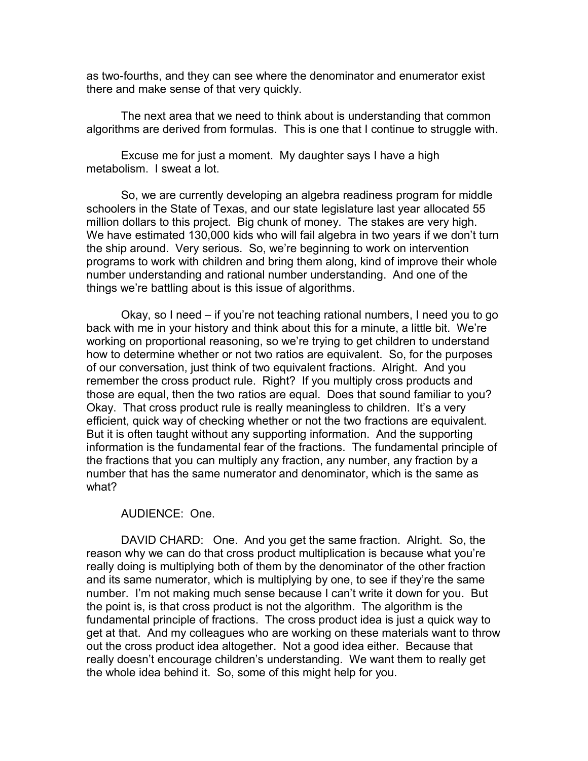as two-fourths, and they can see where the denominator and enumerator exist there and make sense of that very quickly.

The next area that we need to think about is understanding that common algorithms are derived from formulas. This is one that I continue to struggle with.

Excuse me for just a moment. My daughter says I have a high metabolism. I sweat a lot.

So, we are currently developing an algebra readiness program for middle schoolers in the State of Texas, and our state legislature last year allocated 55 million dollars to this project. Big chunk of money. The stakes are very high. We have estimated 130,000 kids who will fail algebra in two years if we don't turn the ship around. Very serious. So, we're beginning to work on intervention programs to work with children and bring them along, kind of improve their whole number understanding and rational number understanding. And one of the things we're battling about is this issue of algorithms.

Okay, so I need – if you're not teaching rational numbers, I need you to go back with me in your history and think about this for a minute, a little bit. We're working on proportional reasoning, so we're trying to get children to understand how to determine whether or not two ratios are equivalent. So, for the purposes of our conversation, just think of two equivalent fractions. Alright. And you remember the cross product rule. Right? If you multiply cross products and those are equal, then the two ratios are equal. Does that sound familiar to you? Okay. That cross product rule is really meaningless to children. It's a very efficient, quick way of checking whether or not the two fractions are equivalent. But it is often taught without any supporting information. And the supporting information is the fundamental fear of the fractions. The fundamental principle of the fractions that you can multiply any fraction, any number, any fraction by a number that has the same numerator and denominator, which is the same as what?

AUDIENCE: One.

DAVID CHARD: One. And you get the same fraction. Alright. So, the reason why we can do that cross product multiplication is because what you're really doing is multiplying both of them by the denominator of the other fraction and its same numerator, which is multiplying by one, to see if they're the same number. I'm not making much sense because I can't write it down for you. But the point is, is that cross product is not the algorithm. The algorithm is the fundamental principle of fractions. The cross product idea is just a quick way to get at that. And my colleagues who are working on these materials want to throw out the cross product idea altogether. Not a good idea either. Because that really doesn't encourage children's understanding. We want them to really get the whole idea behind it. So, some of this might help for you.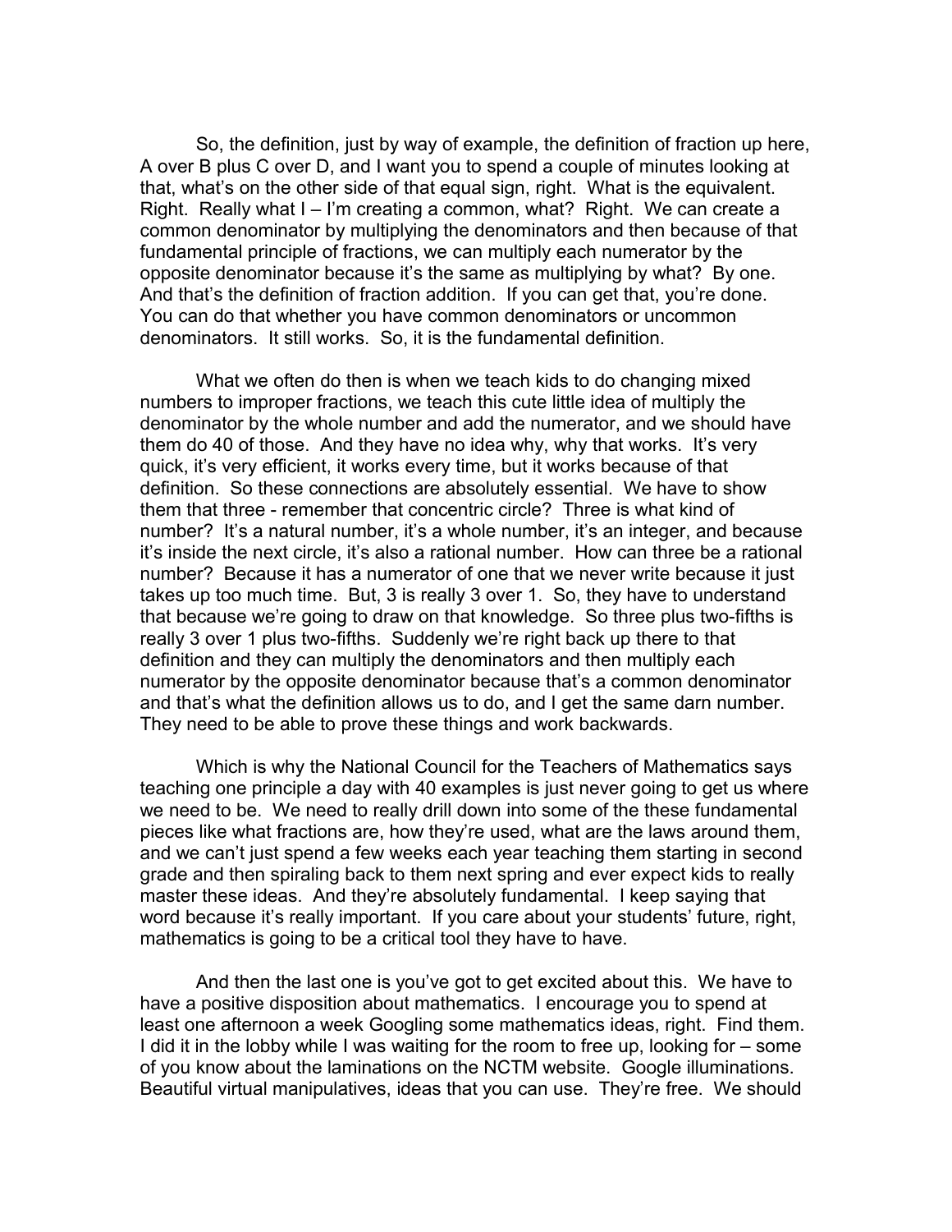So, the definition, just by way of example, the definition of fraction up here, A over B plus C over D, and I want you to spend a couple of minutes looking at that, what's on the other side of that equal sign, right. What is the equivalent. Right. Really what I – I'm creating a common, what? Right. We can create a common denominator by multiplying the denominators and then because of that fundamental principle of fractions, we can multiply each numerator by the opposite denominator because it's the same as multiplying by what? By one. And that's the definition of fraction addition. If you can get that, you're done. You can do that whether you have common denominators or uncommon denominators. It still works. So, it is the fundamental definition.

What we often do then is when we teach kids to do changing mixed numbers to improper fractions, we teach this cute little idea of multiply the denominator by the whole number and add the numerator, and we should have them do 40 of those. And they have no idea why, why that works. It's very quick, it's very efficient, it works every time, but it works because of that definition. So these connections are absolutely essential. We have to show them that three - remember that concentric circle? Three is what kind of number? It's a natural number, it's a whole number, it's an integer, and because it's inside the next circle, it's also a rational number. How can three be a rational number? Because it has a numerator of one that we never write because it just takes up too much time. But, 3 is really 3 over 1. So, they have to understand that because we're going to draw on that knowledge. So three plus two-fifths is really 3 over 1 plus two-fifths. Suddenly we're right back up there to that definition and they can multiply the denominators and then multiply each numerator by the opposite denominator because that's a common denominator and that's what the definition allows us to do, and I get the same darn number. They need to be able to prove these things and work backwards.

Which is why the National Council for the Teachers of Mathematics says teaching one principle a day with 40 examples is just never going to get us where we need to be. We need to really drill down into some of the these fundamental pieces like what fractions are, how they're used, what are the laws around them, and we can't just spend a few weeks each year teaching them starting in second grade and then spiraling back to them next spring and ever expect kids to really master these ideas. And they're absolutely fundamental. I keep saying that word because it's really important. If you care about your students' future, right, mathematics is going to be a critical tool they have to have.

And then the last one is you've got to get excited about this. We have to have a positive disposition about mathematics. I encourage you to spend at least one afternoon a week Googling some mathematics ideas, right. Find them. I did it in the lobby while I was waiting for the room to free up, looking for – some of you know about the laminations on the NCTM website. Google illuminations. Beautiful virtual manipulatives, ideas that you can use. They're free. We should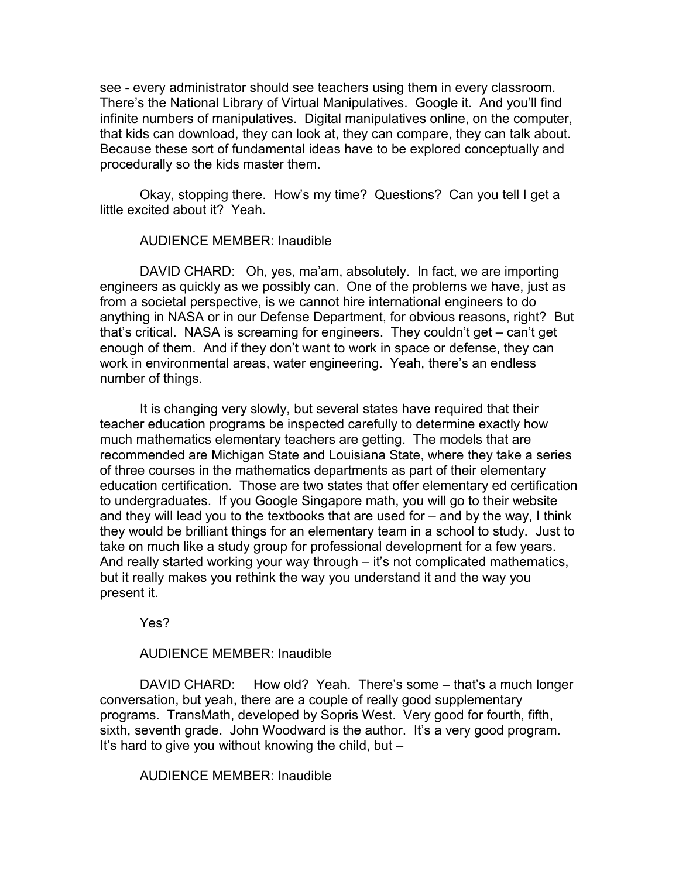see - every administrator should see teachers using them in every classroom. There's the National Library of Virtual Manipulatives. Google it. And you'll find infinite numbers of manipulatives. Digital manipulatives online, on the computer, that kids can download, they can look at, they can compare, they can talk about. Because these sort of fundamental ideas have to be explored conceptually and procedurally so the kids master them.

Okay, stopping there. How's my time? Questions? Can you tell I get a little excited about it? Yeah.

AUDIENCE MEMBER: Inaudible

DAVID CHARD: Oh, yes, ma'am, absolutely. In fact, we are importing engineers as quickly as we possibly can. One of the problems we have, just as from a societal perspective, is we cannot hire international engineers to do anything in NASA or in our Defense Department, for obvious reasons, right? But that's critical. NASA is screaming for engineers. They couldn't get – can't get enough of them. And if they don't want to work in space or defense, they can work in environmental areas, water engineering. Yeah, there's an endless number of things.

It is changing very slowly, but several states have required that their teacher education programs be inspected carefully to determine exactly how much mathematics elementary teachers are getting. The models that are recommended are Michigan State and Louisiana State, where they take a series of three courses in the mathematics departments as part of their elementary education certification. Those are two states that offer elementary ed certification to undergraduates. If you Google Singapore math, you will go to their website and they will lead you to the textbooks that are used for – and by the way, I think they would be brilliant things for an elementary team in a school to study. Just to take on much like a study group for professional development for a few years. And really started working your way through – it's not complicated mathematics, but it really makes you rethink the way you understand it and the way you present it.

Yes?

AUDIENCE MEMBER: Inaudible

DAVID CHARD: How old? Yeah. There's some – that's a much longer conversation, but yeah, there are a couple of really good supplementary programs. TransMath, developed by Sopris West. Very good for fourth, fifth, sixth, seventh grade. John Woodward is the author. It's a very good program. It's hard to give you without knowing the child, but –

AUDIENCE MEMBER: Inaudible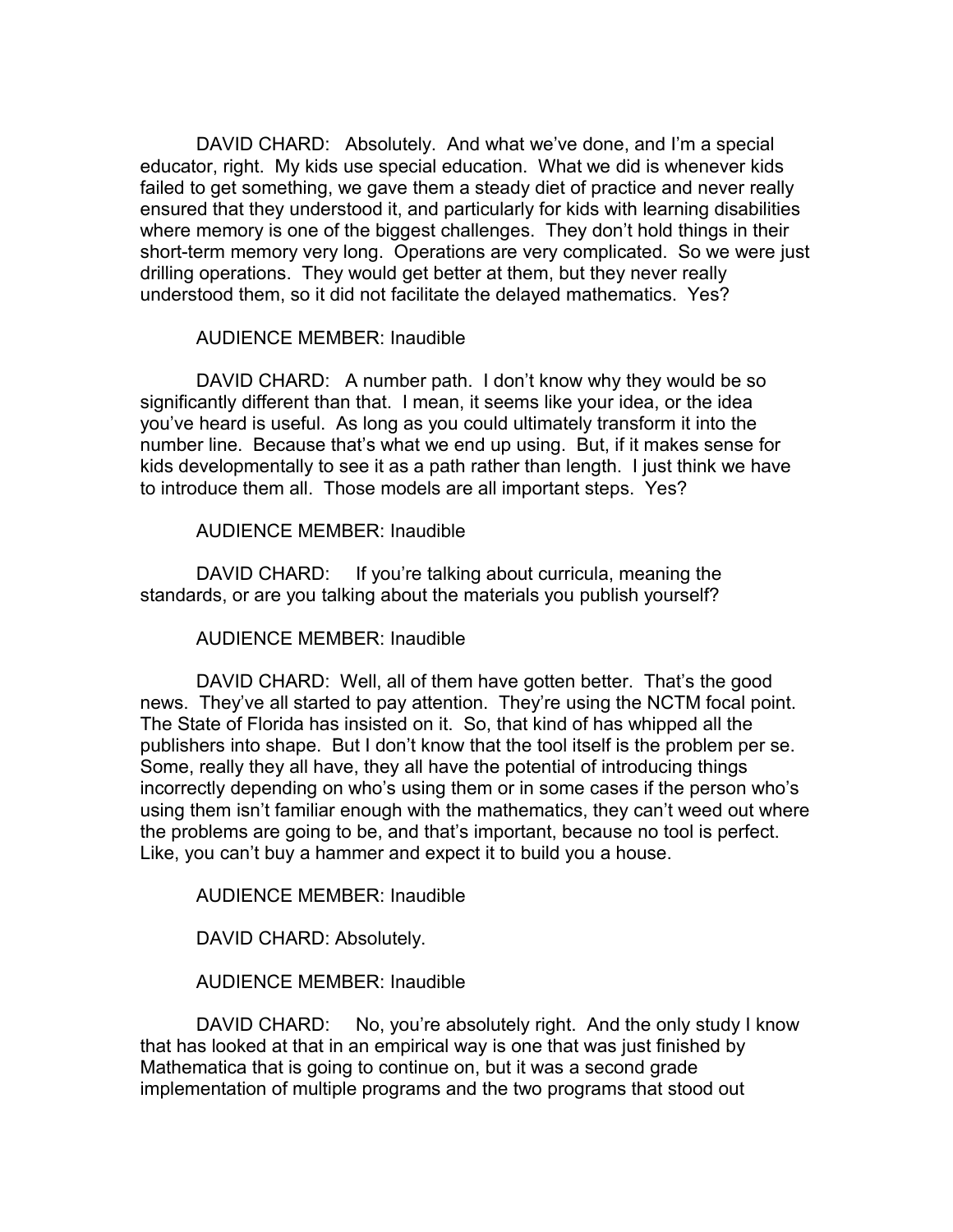DAVID CHARD: Absolutely. And what we've done, and I'm a special educator, right. My kids use special education. What we did is whenever kids failed to get something, we gave them a steady diet of practice and never really ensured that they understood it, and particularly for kids with learning disabilities where memory is one of the biggest challenges. They don't hold things in their short-term memory very long. Operations are very complicated. So we were just drilling operations. They would get better at them, but they never really understood them, so it did not facilitate the delayed mathematics. Yes?

AUDIENCE MEMBER: Inaudible

DAVID CHARD: A number path. I don't know why they would be so significantly different than that. I mean, it seems like your idea, or the idea you've heard is useful. As long as you could ultimately transform it into the number line. Because that's what we end up using. But, if it makes sense for kids developmentally to see it as a path rather than length. I just think we have to introduce them all. Those models are all important steps. Yes?

AUDIENCE MEMBER: Inaudible

DAVID CHARD: If you're talking about curricula, meaning the standards, or are you talking about the materials you publish yourself?

AUDIENCE MEMBER: Inaudible

DAVID CHARD: Well, all of them have gotten better. That's the good news. They've all started to pay attention. They're using the NCTM focal point. The State of Florida has insisted on it. So, that kind of has whipped all the publishers into shape. But I don't know that the tool itself is the problem per se. Some, really they all have, they all have the potential of introducing things incorrectly depending on who's using them or in some cases if the person who's using them isn't familiar enough with the mathematics, they can't weed out where the problems are going to be, and that's important, because no tool is perfect. Like, you can't buy a hammer and expect it to build you a house.

AUDIENCE MEMBER: Inaudible

DAVID CHARD: Absolutely.

AUDIENCE MEMBER: Inaudible

DAVID CHARD: No, you're absolutely right. And the only study I know that has looked at that in an empirical way is one that was just finished by Mathematica that is going to continue on, but it was a second grade implementation of multiple programs and the two programs that stood out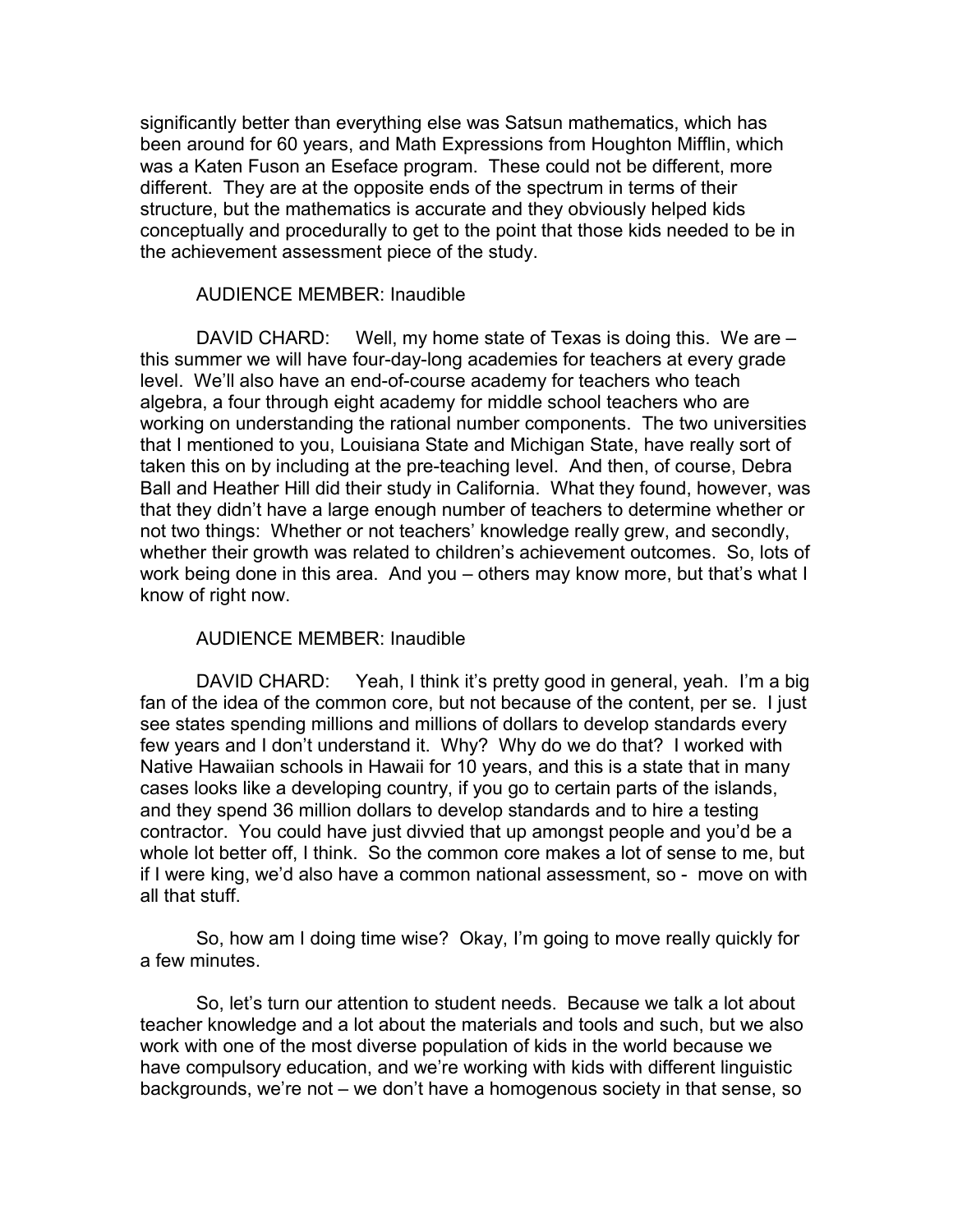significantly better than everything else was Satsun mathematics, which has been around for 60 years, and Math Expressions from Houghton Mifflin, which was a Katen Fuson an Eseface program. These could not be different, more different. They are at the opposite ends of the spectrum in terms of their structure, but the mathematics is accurate and they obviously helped kids conceptually and procedurally to get to the point that those kids needed to be in the achievement assessment piece of the study.

AUDIENCE MEMBER: Inaudible

DAVID CHARD: Well, my home state of Texas is doing this. We are – this summer we will have four-day-long academies for teachers at every grade level. We'll also have an end-of-course academy for teachers who teach algebra, a four through eight academy for middle school teachers who are working on understanding the rational number components. The two universities that I mentioned to you, Louisiana State and Michigan State, have really sort of taken this on by including at the pre-teaching level. And then, of course, Debra Ball and Heather Hill did their study in California. What they found, however, was that they didn't have a large enough number of teachers to determine whether or not two things: Whether or not teachers' knowledge really grew, and secondly, whether their growth was related to children's achievement outcomes. So, lots of work being done in this area. And you – others may know more, but that's what I know of right now.

AUDIENCE MEMBER: Inaudible

DAVID CHARD: Yeah, I think it's pretty good in general, yeah. I'm a big fan of the idea of the common core, but not because of the content, per se. I just see states spending millions and millions of dollars to develop standards every few years and I don't understand it. Why? Why do we do that? I worked with Native Hawaiian schools in Hawaii for 10 years, and this is a state that in many cases looks like a developing country, if you go to certain parts of the islands, and they spend 36 million dollars to develop standards and to hire a testing contractor. You could have just divvied that up amongst people and you'd be a whole lot better off, I think. So the common core makes a lot of sense to me, but if I were king, we'd also have a common national assessment, so - move on with all that stuff.

So, how am I doing time wise? Okay, I'm going to move really quickly for a few minutes.

So, let's turn our attention to student needs. Because we talk a lot about teacher knowledge and a lot about the materials and tools and such, but we also work with one of the most diverse population of kids in the world because we have compulsory education, and we're working with kids with different linguistic backgrounds, we're not – we don't have a homogenous society in that sense, so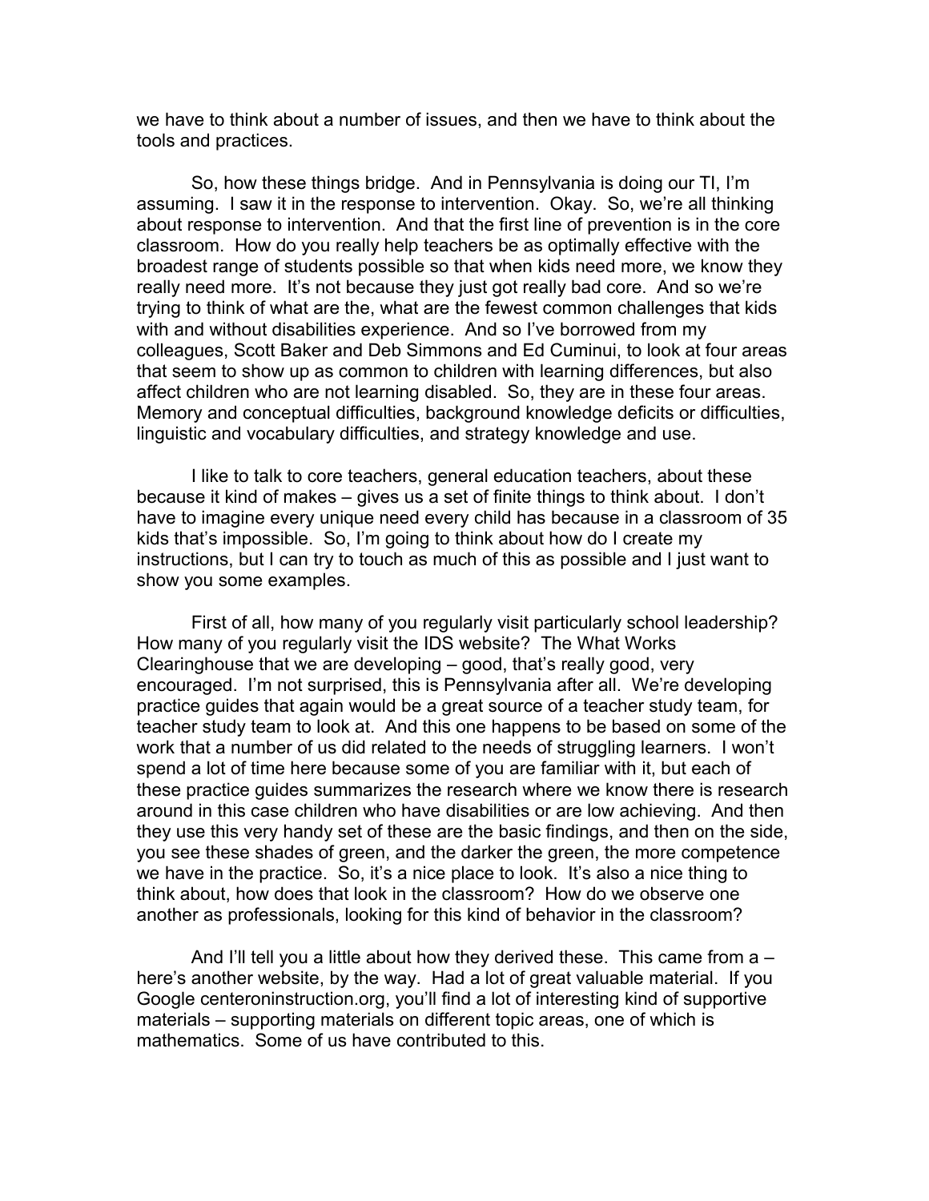we have to think about a number of issues, and then we have to think about the tools and practices.

So, how these things bridge. And in Pennsylvania is doing our TI, I'm assuming. I saw it in the response to intervention. Okay. So, we're all thinking about response to intervention. And that the first line of prevention is in the core classroom. How do you really help teachers be as optimally effective with the broadest range of students possible so that when kids need more, we know they really need more. It's not because they just got really bad core. And so we're trying to think of what are the, what are the fewest common challenges that kids with and without disabilities experience. And so I've borrowed from my colleagues, Scott Baker and Deb Simmons and Ed Cuminui, to look at four areas that seem to show up as common to children with learning differences, but also affect children who are not learning disabled. So, they are in these four areas. Memory and conceptual difficulties, background knowledge deficits or difficulties, linguistic and vocabulary difficulties, and strategy knowledge and use.

I like to talk to core teachers, general education teachers, about these because it kind of makes – gives us a set of finite things to think about. I don't have to imagine every unique need every child has because in a classroom of 35 kids that's impossible. So, I'm going to think about how do I create my instructions, but I can try to touch as much of this as possible and I just want to show you some examples.

First of all, how many of you regularly visit particularly school leadership? How many of you regularly visit the IDS website? The What Works Clearinghouse that we are developing – good, that's really good, very encouraged. I'm not surprised, this is Pennsylvania after all. We're developing practice guides that again would be a great source of a teacher study team, for teacher study team to look at. And this one happens to be based on some of the work that a number of us did related to the needs of struggling learners. I won't spend a lot of time here because some of you are familiar with it, but each of these practice guides summarizes the research where we know there is research around in this case children who have disabilities or are low achieving. And then they use this very handy set of these are the basic findings, and then on the side, you see these shades of green, and the darker the green, the more competence we have in the practice. So, it's a nice place to look. It's also a nice thing to think about, how does that look in the classroom? How do we observe one another as professionals, looking for this kind of behavior in the classroom?

And I'll tell you a little about how they derived these. This came from a – here's another website, by the way. Had a lot of great valuable material. If you Google centeroninstruction.org, you'll find a lot of interesting kind of supportive materials – supporting materials on different topic areas, one of which is mathematics. Some of us have contributed to this.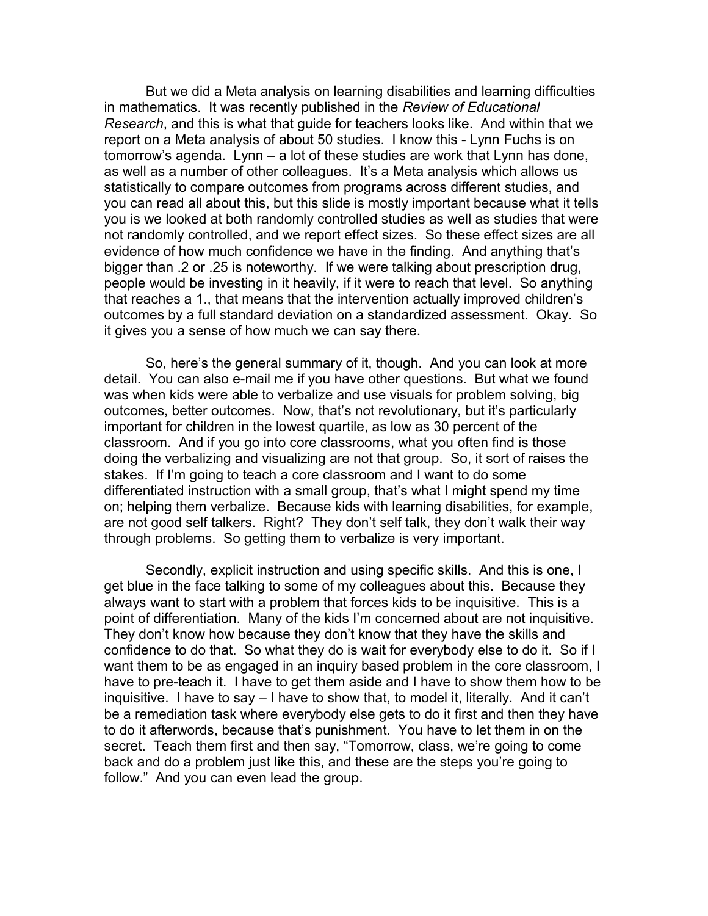But we did a Meta analysis on learning disabilities and learning difficulties in mathematics. It was recently published in the *Review of Educational Research*, and this is what that guide for teachers looks like. And within that we report on a Meta analysis of about 50 studies. I know this - Lynn Fuchs is on tomorrow's agenda. Lynn – a lot of these studies are work that Lynn has done, as well as a number of other colleagues. It's a Meta analysis which allows us statistically to compare outcomes from programs across different studies, and you can read all about this, but this slide is mostly important because what it tells you is we looked at both randomly controlled studies as well as studies that were not randomly controlled, and we report effect sizes. So these effect sizes are all evidence of how much confidence we have in the finding. And anything that's bigger than .2 or .25 is noteworthy. If we were talking about prescription drug, people would be investing in it heavily, if it were to reach that level. So anything that reaches a 1., that means that the intervention actually improved children's outcomes by a full standard deviation on a standardized assessment. Okay. So it gives you a sense of how much we can say there.

So, here's the general summary of it, though. And you can look at more detail. You can also e-mail me if you have other questions. But what we found was when kids were able to verbalize and use visuals for problem solving, big outcomes, better outcomes. Now, that's not revolutionary, but it's particularly important for children in the lowest quartile, as low as 30 percent of the classroom. And if you go into core classrooms, what you often find is those doing the verbalizing and visualizing are not that group. So, it sort of raises the stakes. If I'm going to teach a core classroom and I want to do some differentiated instruction with a small group, that's what I might spend my time on; helping them verbalize. Because kids with learning disabilities, for example, are not good self talkers. Right? They don't self talk, they don't walk their way through problems. So getting them to verbalize is very important.

Secondly, explicit instruction and using specific skills. And this is one, I get blue in the face talking to some of my colleagues about this. Because they always want to start with a problem that forces kids to be inquisitive. This is a point of differentiation. Many of the kids I'm concerned about are not inquisitive. They don't know how because they don't know that they have the skills and confidence to do that. So what they do is wait for everybody else to do it. So if I want them to be as engaged in an inquiry based problem in the core classroom, I have to pre-teach it. I have to get them aside and I have to show them how to be inquisitive. I have to say – I have to show that, to model it, literally. And it can't be a remediation task where everybody else gets to do it first and then they have to do it afterwords, because that's punishment. You have to let them in on the secret. Teach them first and then say, "Tomorrow, class, we're going to come back and do a problem just like this, and these are the steps you're going to follow." And you can even lead the group.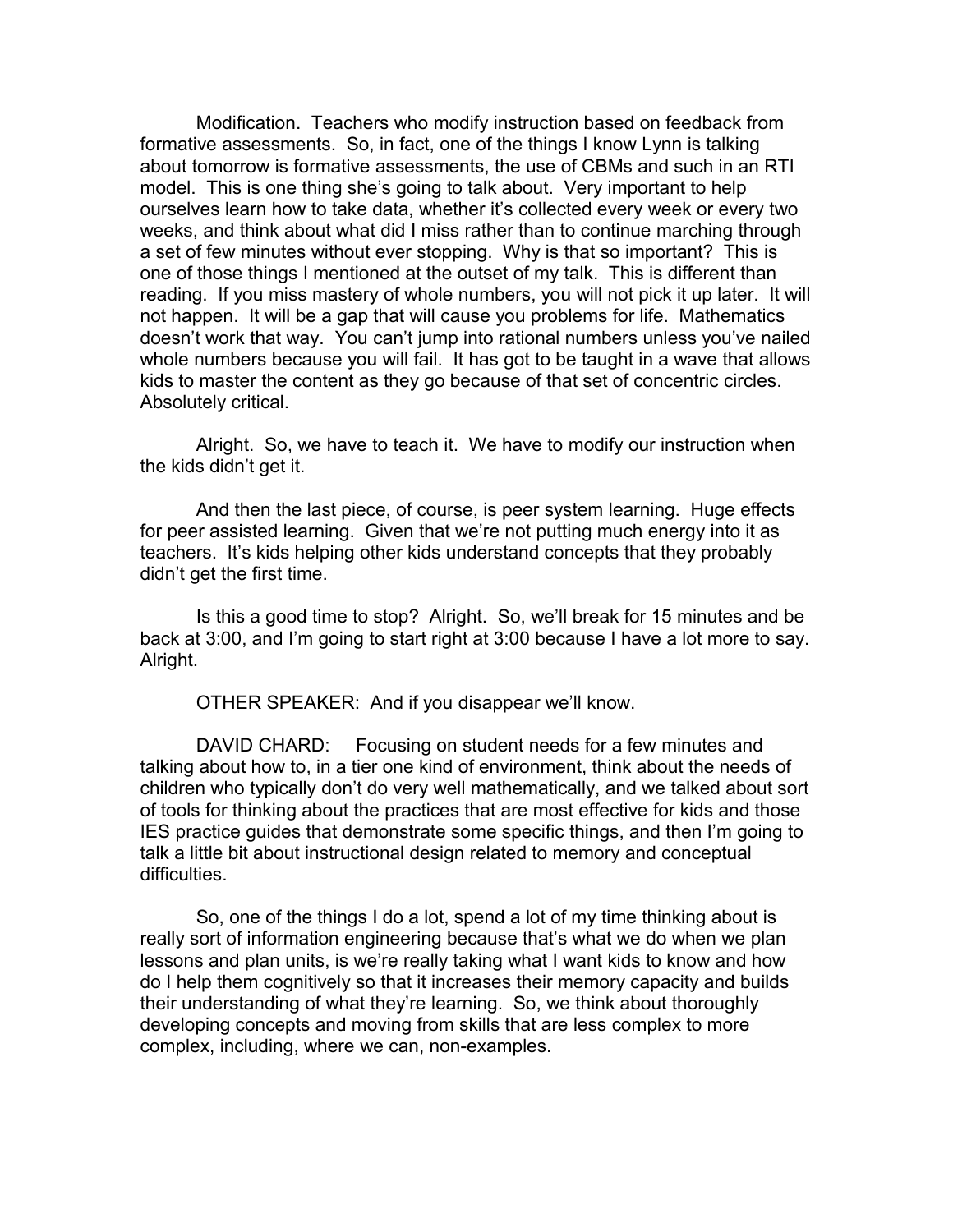Modification. Teachers who modify instruction based on feedback from formative assessments. So, in fact, one of the things I know Lynn is talking about tomorrow is formative assessments, the use of CBMs and such in an RTI model. This is one thing she's going to talk about. Very important to help ourselves learn how to take data, whether it's collected every week or every two weeks, and think about what did I miss rather than to continue marching through a set of few minutes without ever stopping. Why is that so important? This is one of those things I mentioned at the outset of my talk. This is different than reading. If you miss mastery of whole numbers, you will not pick it up later. It will not happen. It will be a gap that will cause you problems for life. Mathematics doesn't work that way. You can't jump into rational numbers unless you've nailed whole numbers because you will fail. It has got to be taught in a wave that allows kids to master the content as they go because of that set of concentric circles. Absolutely critical.

Alright. So, we have to teach it. We have to modify our instruction when the kids didn't get it.

And then the last piece, of course, is peer system learning. Huge effects for peer assisted learning. Given that we're not putting much energy into it as teachers. It's kids helping other kids understand concepts that they probably didn't get the first time.

Is this a good time to stop? Alright. So, we'll break for 15 minutes and be back at 3:00, and I'm going to start right at 3:00 because I have a lot more to say. Alright.

OTHER SPEAKER: And if you disappear we'll know.

DAVID CHARD: Focusing on student needs for a few minutes and talking about how to, in a tier one kind of environment, think about the needs of children who typically don't do very well mathematically, and we talked about sort of tools for thinking about the practices that are most effective for kids and those IES practice guides that demonstrate some specific things, and then I'm going to talk a little bit about instructional design related to memory and conceptual difficulties.

So, one of the things I do a lot, spend a lot of my time thinking about is really sort of information engineering because that's what we do when we plan lessons and plan units, is we're really taking what I want kids to know and how do I help them cognitively so that it increases their memory capacity and builds their understanding of what they're learning. So, we think about thoroughly developing concepts and moving from skills that are less complex to more complex, including, where we can, non-examples.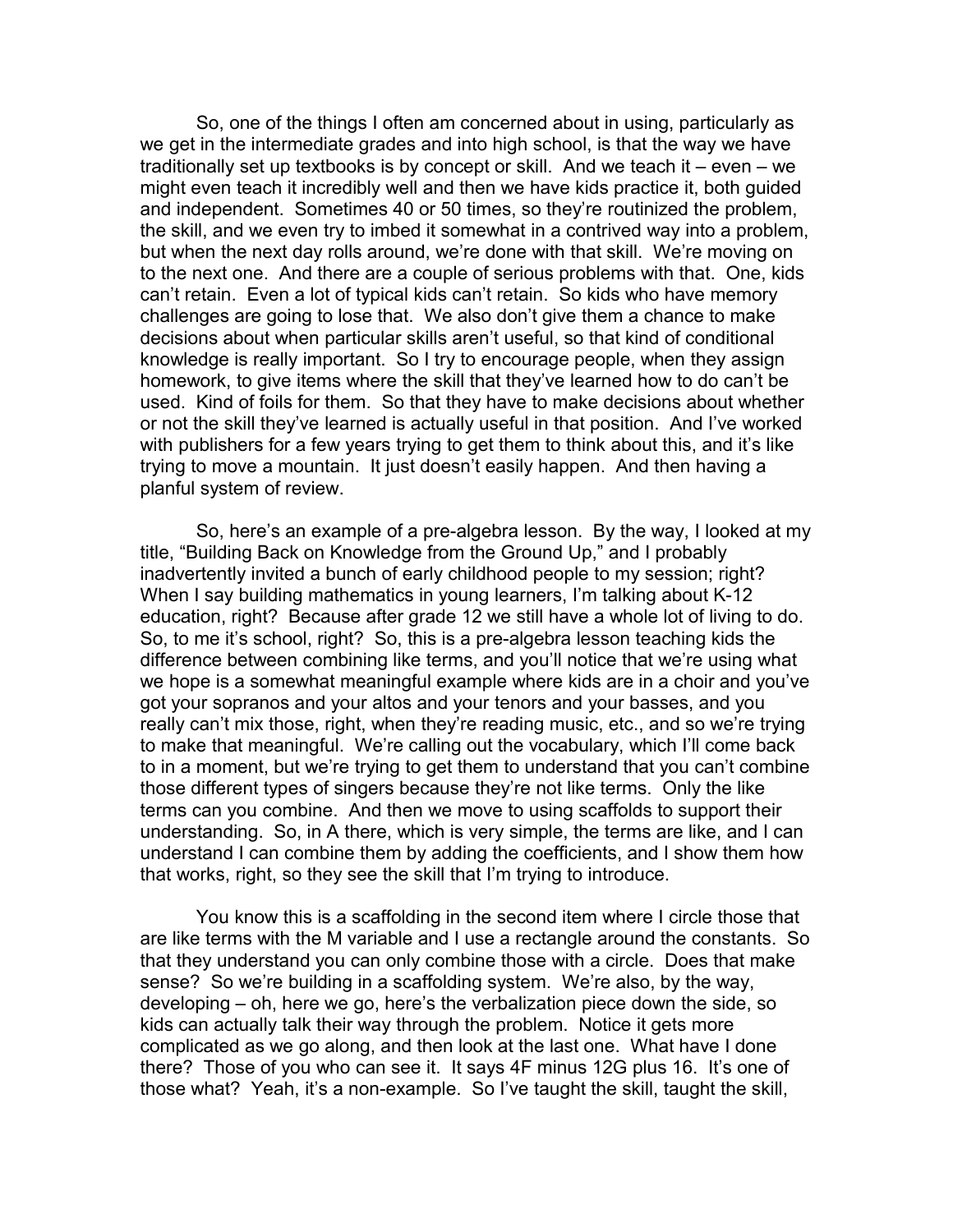So, one of the things I often am concerned about in using, particularly as we get in the intermediate grades and into high school, is that the way we have traditionally set up textbooks is by concept or skill. And we teach it – even – we might even teach it incredibly well and then we have kids practice it, both guided and independent. Sometimes 40 or 50 times, so they're routinized the problem, the skill, and we even try to imbed it somewhat in a contrived way into a problem, but when the next day rolls around, we're done with that skill. We're moving on to the next one. And there are a couple of serious problems with that. One, kids can't retain. Even a lot of typical kids can't retain. So kids who have memory challenges are going to lose that. We also don't give them a chance to make decisions about when particular skills aren't useful, so that kind of conditional knowledge is really important. So I try to encourage people, when they assign homework, to give items where the skill that they've learned how to do can't be used. Kind of foils for them. So that they have to make decisions about whether or not the skill they've learned is actually useful in that position. And I've worked with publishers for a few years trying to get them to think about this, and it's like trying to move a mountain. It just doesn't easily happen. And then having a planful system of review.

So, here's an example of a pre-algebra lesson. By the way, I looked at my title, "Building Back on Knowledge from the Ground Up," and I probably inadvertently invited a bunch of early childhood people to my session; right? When I say building mathematics in young learners, I'm talking about K-12 education, right? Because after grade 12 we still have a whole lot of living to do. So, to me it's school, right? So, this is a pre-algebra lesson teaching kids the difference between combining like terms, and you'll notice that we're using what we hope is a somewhat meaningful example where kids are in a choir and you've got your sopranos and your altos and your tenors and your basses, and you really can't mix those, right, when they're reading music, etc., and so we're trying to make that meaningful. We're calling out the vocabulary, which I'll come back to in a moment, but we're trying to get them to understand that you can't combine those different types of singers because they're not like terms. Only the like terms can you combine. And then we move to using scaffolds to support their understanding. So, in A there, which is very simple, the terms are like, and I can understand I can combine them by adding the coefficients, and I show them how that works, right, so they see the skill that I'm trying to introduce.

You know this is a scaffolding in the second item where I circle those that are like terms with the M variable and I use a rectangle around the constants. So that they understand you can only combine those with a circle. Does that make sense? So we're building in a scaffolding system. We're also, by the way, developing – oh, here we go, here's the verbalization piece down the side, so kids can actually talk their way through the problem. Notice it gets more complicated as we go along, and then look at the last one. What have I done there? Those of you who can see it. It says 4F minus 12G plus 16. It's one of those what? Yeah, it's a non-example. So I've taught the skill, taught the skill,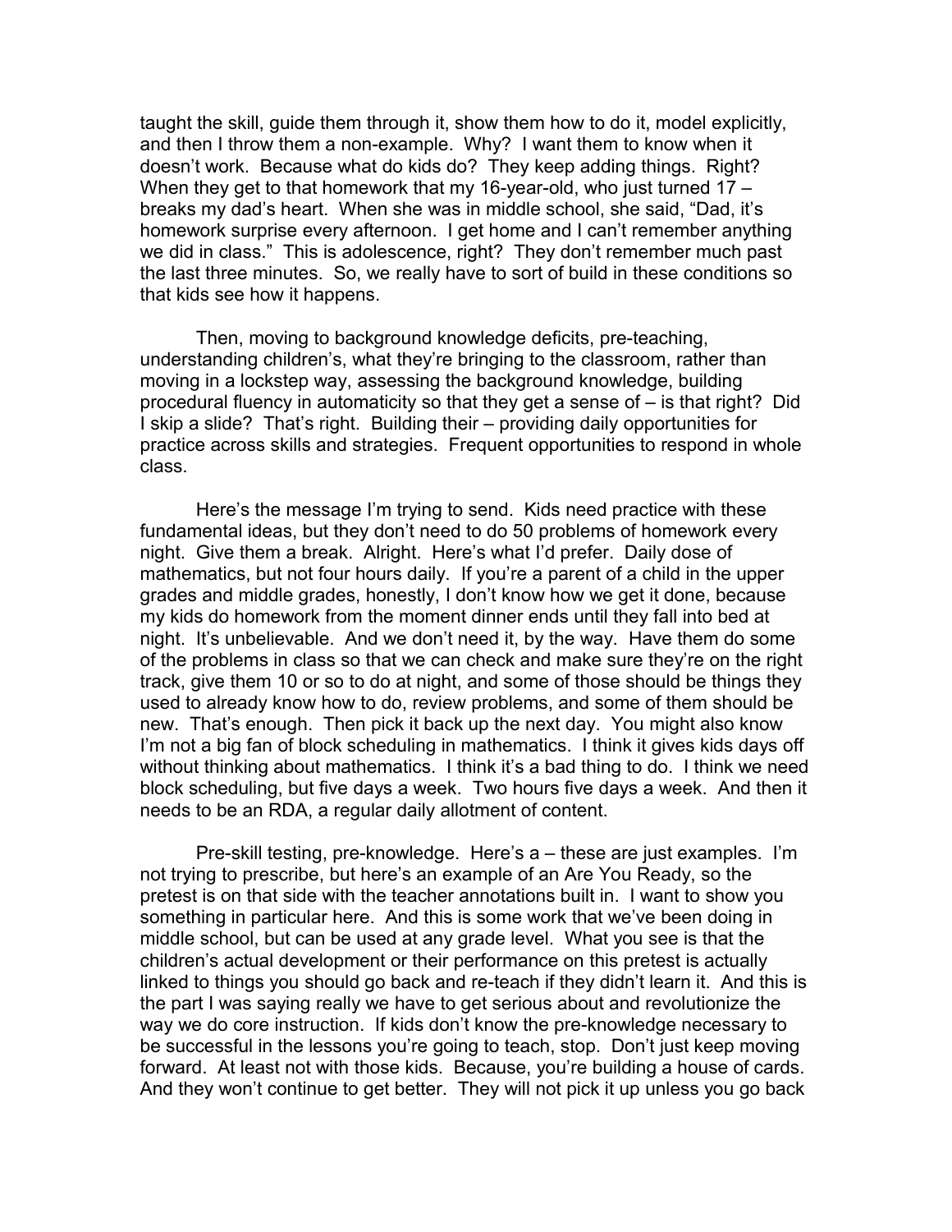taught the skill, guide them through it, show them how to do it, model explicitly, and then I throw them a non-example. Why? I want them to know when it doesn't work. Because what do kids do? They keep adding things. Right? When they get to that homework that my 16-year-old, who just turned 17 – breaks my dad's heart. When she was in middle school, she said, "Dad, it's homework surprise every afternoon. I get home and I can't remember anything we did in class." This is adolescence, right? They don't remember much past the last three minutes. So, we really have to sort of build in these conditions so that kids see how it happens.

Then, moving to background knowledge deficits, pre-teaching, understanding children's, what they're bringing to the classroom, rather than moving in a lockstep way, assessing the background knowledge, building procedural fluency in automaticity so that they get a sense of – is that right? Did I skip a slide? That's right. Building their – providing daily opportunities for practice across skills and strategies. Frequent opportunities to respond in whole class.

Here's the message I'm trying to send. Kids need practice with these fundamental ideas, but they don't need to do 50 problems of homework every night. Give them a break. Alright. Here's what I'd prefer. Daily dose of mathematics, but not four hours daily. If you're a parent of a child in the upper grades and middle grades, honestly, I don't know how we get it done, because my kids do homework from the moment dinner ends until they fall into bed at night. It's unbelievable. And we don't need it, by the way. Have them do some of the problems in class so that we can check and make sure they're on the right track, give them 10 or so to do at night, and some of those should be things they used to already know how to do, review problems, and some of them should be new. That's enough. Then pick it back up the next day. You might also know I'm not a big fan of block scheduling in mathematics. I think it gives kids days off without thinking about mathematics. I think it's a bad thing to do. I think we need block scheduling, but five days a week. Two hours five days a week. And then it needs to be an RDA, a regular daily allotment of content.

Pre-skill testing, pre-knowledge. Here's a – these are just examples. I'm not trying to prescribe, but here's an example of an Are You Ready, so the pretest is on that side with the teacher annotations built in. I want to show you something in particular here. And this is some work that we've been doing in middle school, but can be used at any grade level. What you see is that the children's actual development or their performance on this pretest is actually linked to things you should go back and re-teach if they didn't learn it. And this is the part I was saying really we have to get serious about and revolutionize the way we do core instruction. If kids don't know the pre-knowledge necessary to be successful in the lessons you're going to teach, stop. Don't just keep moving forward. At least not with those kids. Because, you're building a house of cards. And they won't continue to get better. They will not pick it up unless you go back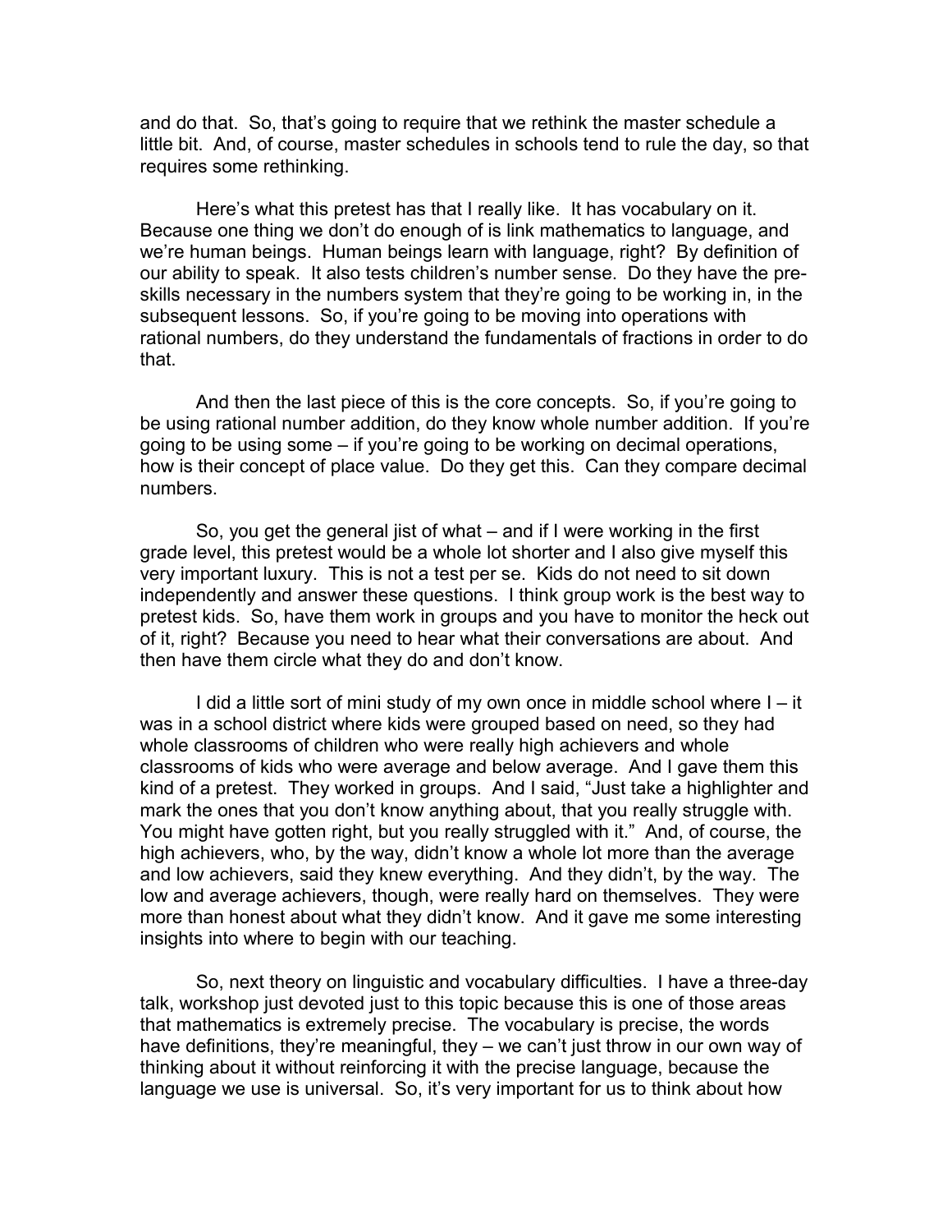and do that. So, that's going to require that we rethink the master schedule a little bit. And, of course, master schedules in schools tend to rule the day, so that requires some rethinking.

Here's what this pretest has that I really like. It has vocabulary on it. Because one thing we don't do enough of is link mathematics to language, and we're human beings. Human beings learn with language, right? By definition of our ability to speak. It also tests children's number sense. Do they have the pre-skills necessary in the numbers system that they're going to be working in, in the subsequent lessons. So, if you're going to be moving into operations with rational numbers, do they understand the fundamentals of fractions in order to do that.

And then the last piece of this is the core concepts. So, if you're going to be using rational number addition, do they know whole number addition. If you're going to be using some – if you're going to be working on decimal operations, how is their concept of place value. Do they get this. Can they compare decimal numbers.

So, you get the general jist of what – and if I were working in the first grade level, this pretest would be a whole lot shorter and I also give myself this very important luxury. This is not a test per se. Kids do not need to sit down independently and answer these questions. I think group work is the best way to pretest kids. So, have them work in groups and you have to monitor the heck out of it, right? Because you need to hear what their conversations are about. And then have them circle what they do and don't know.

I did a little sort of mini study of my own once in middle school where I – it was in a school district where kids were grouped based on need, so they had whole classrooms of children who were really high achievers and whole classrooms of kids who were average and below average. And I gave them this kind of a pretest. They worked in groups. And I said, "Just take a highlighter and mark the ones that you don't know anything about, that you really struggle with. You might have gotten right, but you really struggled with it." And, of course, the high achievers, who, by the way, didn't know a whole lot more than the average and low achievers, said they knew everything. And they didn't, by the way. The low and average achievers, though, were really hard on themselves. They were more than honest about what they didn't know. And it gave me some interesting insights into where to begin with our teaching.

So, next theory on linguistic and vocabulary difficulties. I have a three-day talk, workshop just devoted just to this topic because this is one of those areas that mathematics is extremely precise. The vocabulary is precise, the words have definitions, they're meaningful, they – we can't just throw in our own way of thinking about it without reinforcing it with the precise language, because the language we use is universal. So, it's very important for us to think about how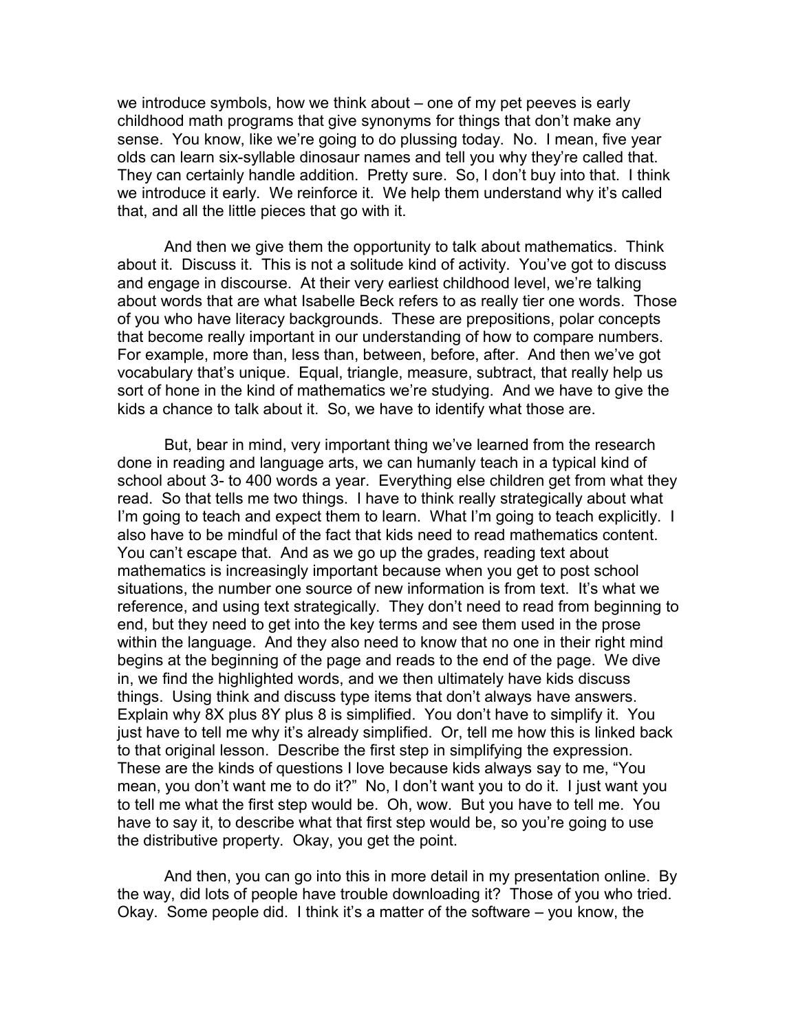we introduce symbols, how we think about – one of my pet peeves is early childhood math programs that give synonyms for things that don't make any sense. You know, like we're going to do plussing today. No. I mean, five year olds can learn six-syllable dinosaur names and tell you why they're called that. They can certainly handle addition. Pretty sure. So, I don't buy into that. I think we introduce it early. We reinforce it. We help them understand why it's called that, and all the little pieces that go with it.

And then we give them the opportunity to talk about mathematics. Think about it. Discuss it. This is not a solitude kind of activity. You've got to discuss and engage in discourse. At their very earliest childhood level, we're talking about words that are what Isabelle Beck refers to as really tier one words. Those of you who have literacy backgrounds. These are prepositions, polar concepts that become really important in our understanding of how to compare numbers. For example, more than, less than, between, before, after. And then we've got vocabulary that's unique. Equal, triangle, measure, subtract, that really help us sort of hone in the kind of mathematics we're studying. And we have to give the kids a chance to talk about it. So, we have to identify what those are.

But, bear in mind, very important thing we've learned from the research done in reading and language arts, we can humanly teach in a typical kind of school about 3- to 400 words a year. Everything else children get from what they read. So that tells me two things. I have to think really strategically about what I'm going to teach and expect them to learn. What I'm going to teach explicitly. I also have to be mindful of the fact that kids need to read mathematics content. You can't escape that. And as we go up the grades, reading text about mathematics is increasingly important because when you get to post school situations, the number one source of new information is from text. It's what we reference, and using text strategically. They don't need to read from beginning to end, but they need to get into the key terms and see them used in the prose within the language. And they also need to know that no one in their right mind begins at the beginning of the page and reads to the end of the page. We dive in, we find the highlighted words, and we then ultimately have kids discuss things. Using think and discuss type items that don't always have answers. Explain why 8X plus 8Y plus 8 is simplified. You don't have to simplify it. You just have to tell me why it's already simplified. Or, tell me how this is linked back to that original lesson. Describe the first step in simplifying the expression. These are the kinds of questions I love because kids always say to me, "You mean, you don't want me to do it?" No, I don't want you to do it. I just want you to tell me what the first step would be. Oh, wow. But you have to tell me. You have to say it, to describe what that first step would be, so you're going to use the distributive property. Okay, you get the point.

And then, you can go into this in more detail in my presentation online. By the way, did lots of people have trouble downloading it? Those of you who tried. Okay. Some people did. I think it's a matter of the software – you know, the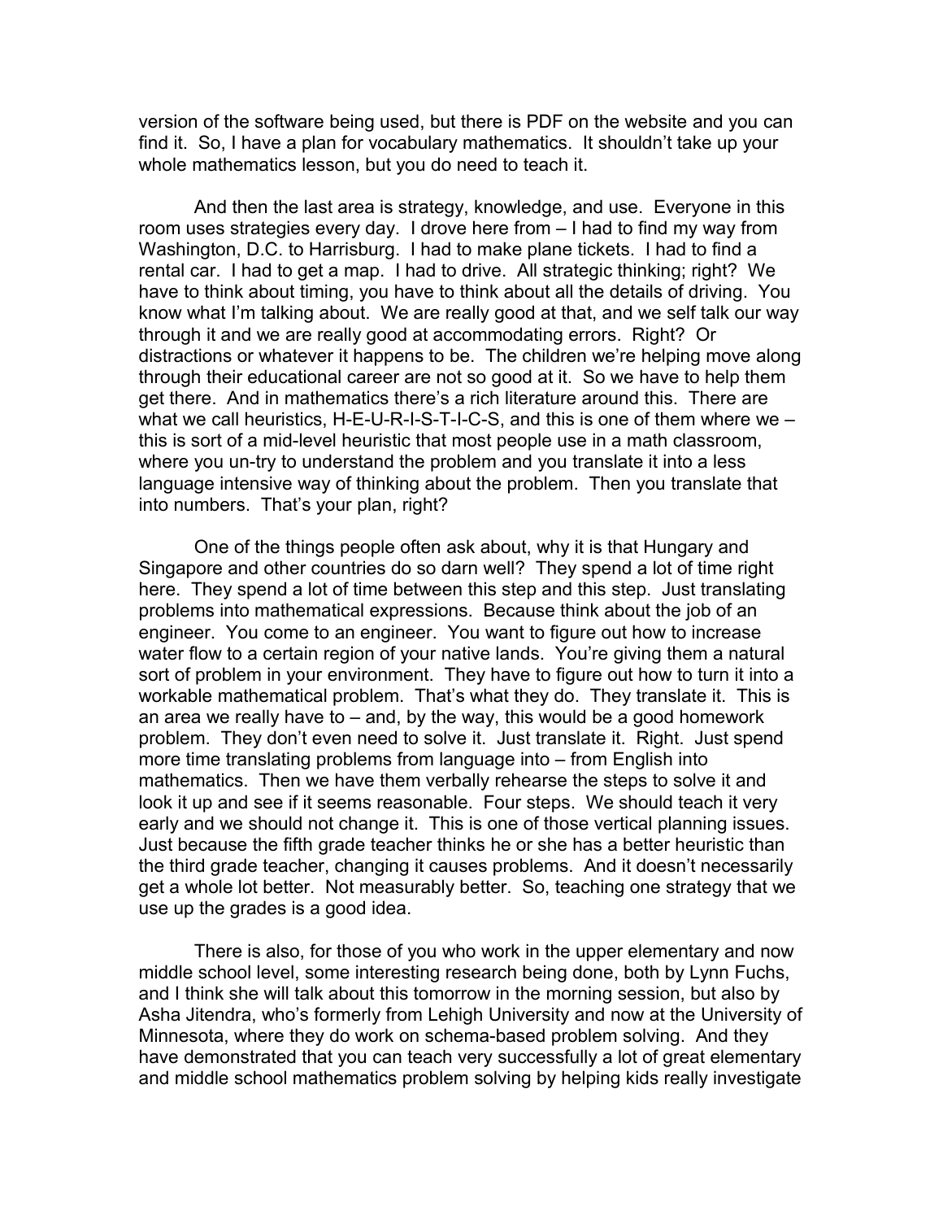version of the software being used, but there is PDF on the website and you can find it. So, I have a plan for vocabulary mathematics. It shouldn't take up your whole mathematics lesson, but you do need to teach it.

And then the last area is strategy, knowledge, and use. Everyone in this room uses strategies every day. I drove here from – I had to find my way from Washington, D.C. to Harrisburg. I had to make plane tickets. I had to find a rental car. I had to get a map. I had to drive. All strategic thinking; right? We have to think about timing, you have to think about all the details of driving. You know what I'm talking about. We are really good at that, and we self talk our way through it and we are really good at accommodating errors. Right? Or distractions or whatever it happens to be. The children we're helping move along through their educational career are not so good at it. So we have to help them get there. And in mathematics there's a rich literature around this. There are what we call heuristics, H-E-U-R-I-S-T-I-C-S, and this is one of them where we – this is sort of a mid-level heuristic that most people use in a math classroom, where you un-try to understand the problem and you translate it into a less language intensive way of thinking about the problem. Then you translate that into numbers. That's your plan, right?

One of the things people often ask about, why it is that Hungary and Singapore and other countries do so darn well? They spend a lot of time right here. They spend a lot of time between this step and this step. Just translating problems into mathematical expressions. Because think about the job of an engineer. You come to an engineer. You want to figure out how to increase water flow to a certain region of your native lands. You're giving them a natural sort of problem in your environment. They have to figure out how to turn it into a workable mathematical problem. That's what they do. They translate it. This is an area we really have to – and, by the way, this would be a good homework problem. They don't even need to solve it. Just translate it. Right. Just spend more time translating problems from language into – from English into mathematics. Then we have them verbally rehearse the steps to solve it and look it up and see if it seems reasonable. Four steps. We should teach it very early and we should not change it. This is one of those vertical planning issues. Just because the fifth grade teacher thinks he or she has a better heuristic than the third grade teacher, changing it causes problems. And it doesn't necessarily get a whole lot better. Not measurably better. So, teaching one strategy that we use up the grades is a good idea.

There is also, for those of you who work in the upper elementary and now middle school level, some interesting research being done, both by Lynn Fuchs, and I think she will talk about this tomorrow in the morning session, but also by Asha Jitendra, who's formerly from Lehigh University and now at the University of Minnesota, where they do work on schema-based problem solving. And they have demonstrated that you can teach very successfully a lot of great elementary and middle school mathematics problem solving by helping kids really investigate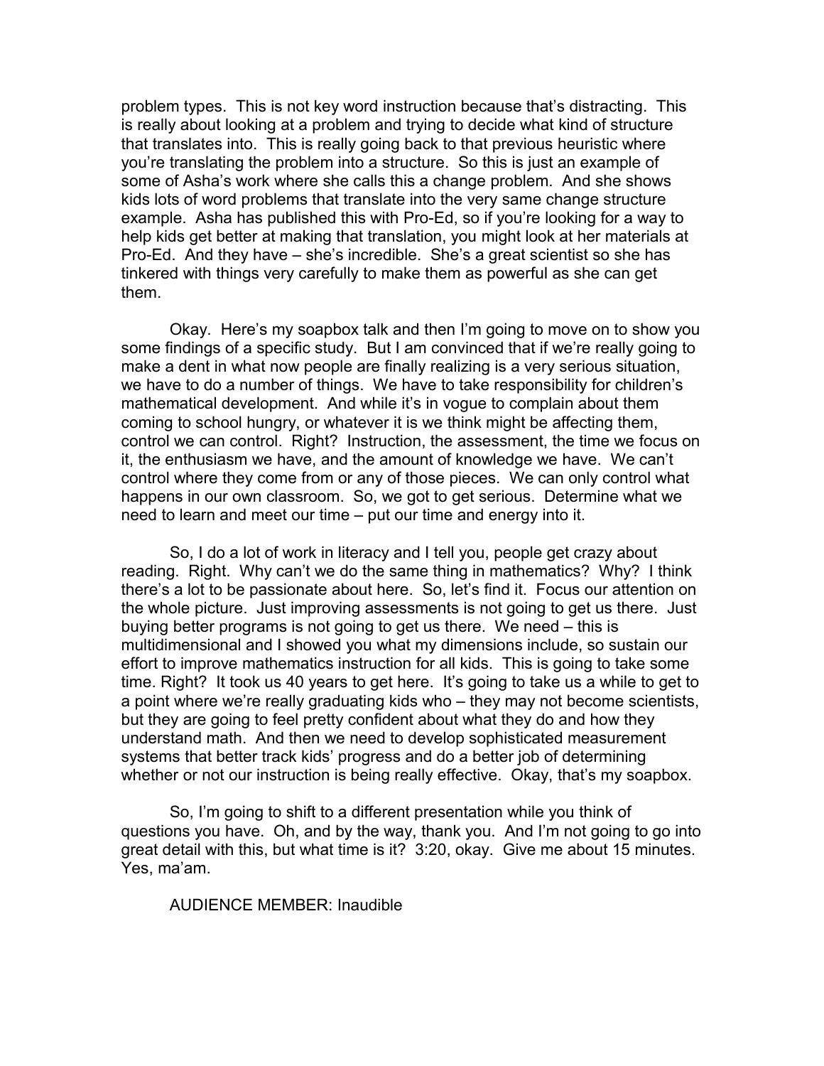problem types. This is not key word instruction because that's distracting. This is really about looking at a problem and trying to decide what kind of structure that translates into. This is really going back to that previous heuristic where you're translating the problem into a structure. So this is just an example of some of Asha's work where she calls this a change problem. And she shows kids lots of word problems that translate into the very same change structure example. Asha has published this with Pro-Ed, so if you're looking for a way to help kids get better at making that translation, you might look at her materials at Pro-Ed. And they have – she's incredible. She's a great scientist so she has tinkered with things very carefully to make them as powerful as she can get them.

Okay. Here's my soapbox talk and then I'm going to move on to show you some findings of a specific study. But I am convinced that if we're really going to make a dent in what now people are finally realizing is a very serious situation, we have to do a number of things. We have to take responsibility for children's mathematical development. And while it's in vogue to complain about them coming to school hungry, or whatever it is we think might be affecting them, control we can control. Right? Instruction, the assessment, the time we focus on it, the enthusiasm we have, and the amount of knowledge we have. We can't control where they come from or any of those pieces. We can only control what happens in our own classroom. So, we got to get serious. Determine what we need to learn and meet our time – put our time and energy into it.

So, I do a lot of work in literacy and I tell you, people get crazy about reading. Right. Why can't we do the same thing in mathematics? Why? I think there's a lot to be passionate about here. So, let's find it. Focus our attention on the whole picture. Just improving assessments is not going to get us there. Just buying better programs is not going to get us there. We need – this is multidimensional and I showed you what my dimensions include, so sustain our effort to improve mathematics instruction for all kids. This is going to take some time. Right? It took us 40 years to get here. It's going to take us a while to get to a point where we're really graduating kids who – they may not become scientists, but they are going to feel pretty confident about what they do and how they understand math. And then we need to develop sophisticated measurement systems that better track kids' progress and do a better job of determining whether or not our instruction is being really effective. Okay, that's my soapbox.

So, I'm going to shift to a different presentation while you think of questions you have. Oh, and by the way, thank you. And I'm not going to go into great detail with this, but what time is it? 3:20, okay. Give me about 15 minutes. Yes, ma'am.

AUDIENCE MEMBER: Inaudible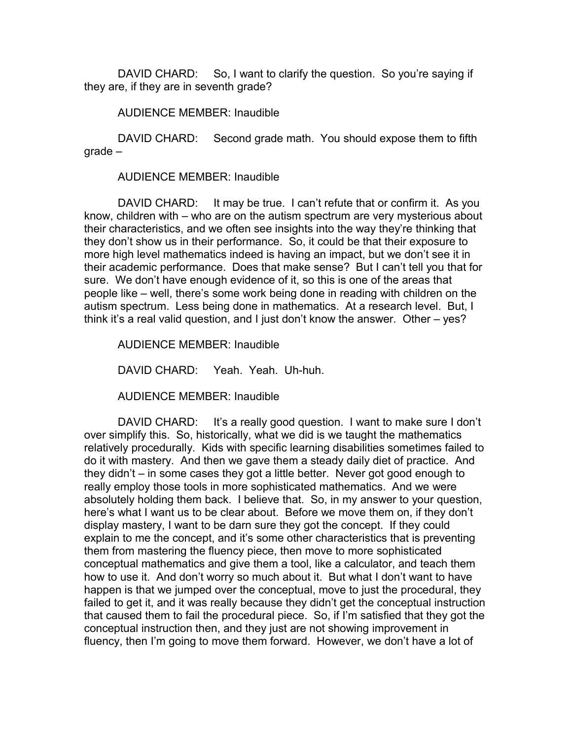DAVID CHARD: So, I want to clarify the question. So you're saying if they are, if they are in seventh grade?

AUDIENCE MEMBER: Inaudible

DAVID CHARD: Second grade math. You should expose them to fifth grade –

AUDIENCE MEMBER: Inaudible

DAVID CHARD: It may be true. I can't refute that or confirm it. As you know, children with – who are on the autism spectrum are very mysterious about their characteristics, and we often see insights into the way they're thinking that they don't show us in their performance. So, it could be that their exposure to more high level mathematics indeed is having an impact, but we don't see it in their academic performance. Does that make sense? But I can't tell you that for sure. We don't have enough evidence of it, so this is one of the areas that people like – well, there's some work being done in reading with children on the autism spectrum. Less being done in mathematics. At a research level. But, I think it's a real valid question, and I just don't know the answer. Other – yes?

AUDIENCE MEMBER: Inaudible

DAVID CHARD: Yeah. Yeah. Uh-huh.

AUDIENCE MEMBER: Inaudible

DAVID CHARD: It's a really good question. I want to make sure I don't over simplify this. So, historically, what we did is we taught the mathematics relatively procedurally. Kids with specific learning disabilities sometimes failed to do it with mastery. And then we gave them a steady daily diet of practice. And they didn't – in some cases they got a little better. Never got good enough to really employ those tools in more sophisticated mathematics. And we were absolutely holding them back. I believe that. So, in my answer to your question, here's what I want us to be clear about. Before we move them on, if they don't display mastery, I want to be darn sure they got the concept. If they could explain to me the concept, and it's some other characteristics that is preventing them from mastering the fluency piece, then move to more sophisticated conceptual mathematics and give them a tool, like a calculator, and teach them how to use it. And don't worry so much about it. But what I don't want to have happen is that we jumped over the conceptual, move to just the procedural, they failed to get it, and it was really because they didn't get the conceptual instruction that caused them to fail the procedural piece. So, if I'm satisfied that they got the conceptual instruction then, and they just are not showing improvement in fluency, then I'm going to move them forward. However, we don't have a lot of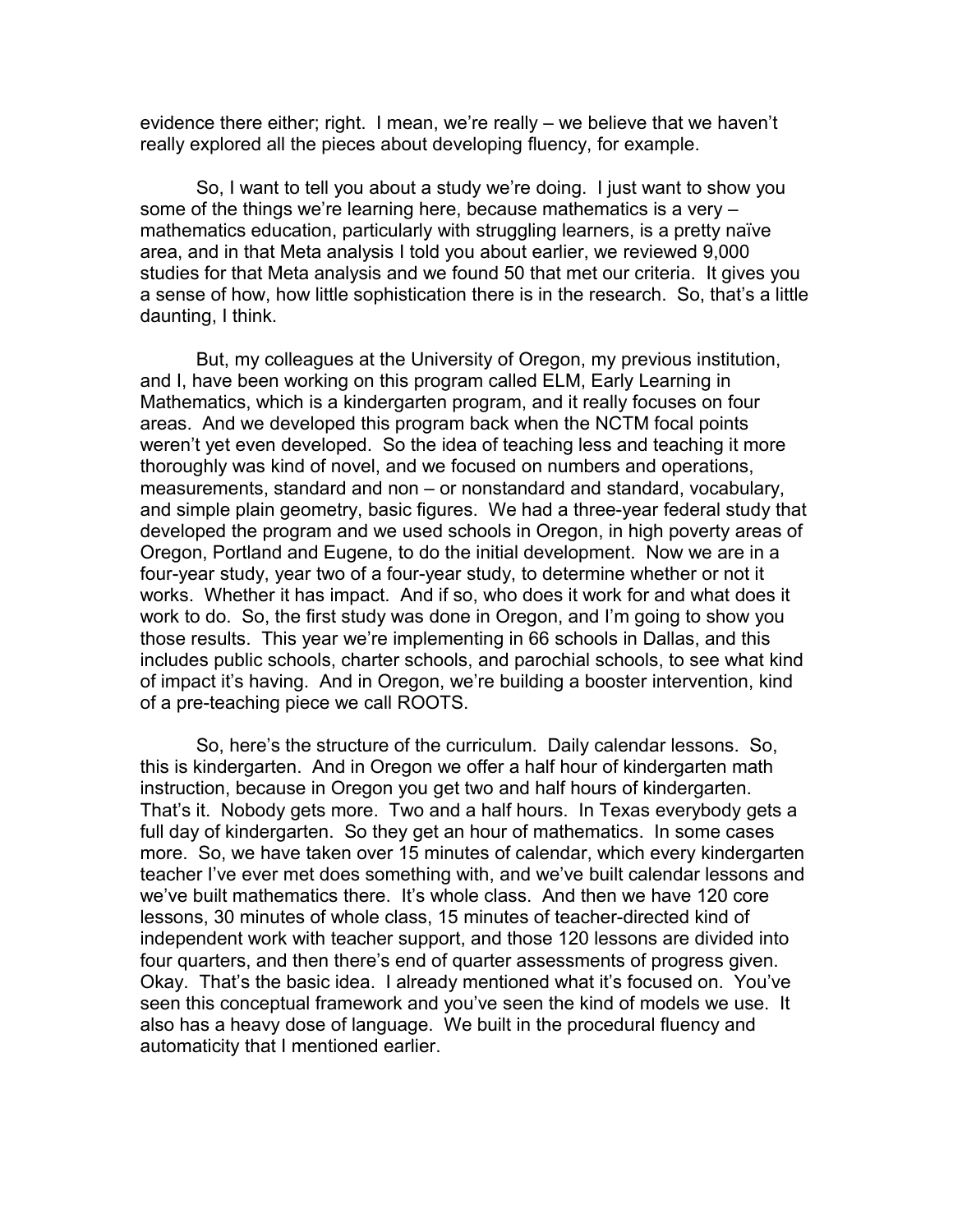evidence there either; right. I mean, we're really – we believe that we haven't really explored all the pieces about developing fluency, for example.

So, I want to tell you about a study we're doing. I just want to show you some of the things we're learning here, because mathematics is a very – mathematics education, particularly with struggling learners, is a pretty naïve area, and in that Meta analysis I told you about earlier, we reviewed 9,000 studies for that Meta analysis and we found 50 that met our criteria. It gives you a sense of how, how little sophistication there is in the research. So, that's a little daunting, I think.

But, my colleagues at the University of Oregon, my previous institution, and I, have been working on this program called ELM, Early Learning in Mathematics, which is a kindergarten program, and it really focuses on four areas. And we developed this program back when the NCTM focal points weren't yet even developed. So the idea of teaching less and teaching it more thoroughly was kind of novel, and we focused on numbers and operations, measurements, standard and non – or nonstandard and standard, vocabulary, and simple plain geometry, basic figures. We had a three-year federal study that developed the program and we used schools in Oregon, in high poverty areas of Oregon, Portland and Eugene, to do the initial development. Now we are in a four-year study, year two of a four-year study, to determine whether or not it works. Whether it has impact. And if so, who does it work for and what does it work to do. So, the first study was done in Oregon, and I'm going to show you those results. This year we're implementing in 66 schools in Dallas, and this includes public schools, charter schools, and parochial schools, to see what kind of impact it's having. And in Oregon, we're building a booster intervention, kind of a pre-teaching piece we call ROOTS.

So, here's the structure of the curriculum. Daily calendar lessons. So, this is kindergarten. And in Oregon we offer a half hour of kindergarten math instruction, because in Oregon you get two and half hours of kindergarten. That's it. Nobody gets more. Two and a half hours. In Texas everybody gets a full day of kindergarten. So they get an hour of mathematics. In some cases more. So, we have taken over 15 minutes of calendar, which every kindergarten teacher I've ever met does something with, and we've built calendar lessons and we've built mathematics there. It's whole class. And then we have 120 core lessons, 30 minutes of whole class, 15 minutes of teacher-directed kind of independent work with teacher support, and those 120 lessons are divided into four quarters, and then there's end of quarter assessments of progress given. Okay. That's the basic idea. I already mentioned what it's focused on. You've seen this conceptual framework and you've seen the kind of models we use. It also has a heavy dose of language. We built in the procedural fluency and automaticity that I mentioned earlier.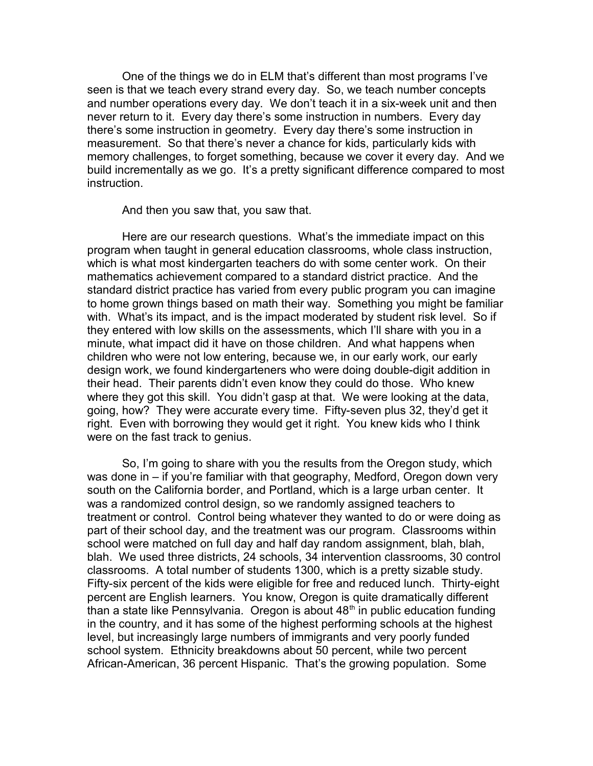One of the things we do in ELM that's different than most programs I've seen is that we teach every strand every day. So, we teach number concepts and number operations every day. We don't teach it in a six-week unit and then never return to it. Every day there's some instruction in numbers. Every day there's some instruction in geometry. Every day there's some instruction in measurement. So that there's never a chance for kids, particularly kids with memory challenges, to forget something, because we cover it every day. And we build incrementally as we go. It's a pretty significant difference compared to most instruction.

And then you saw that, you saw that.

Here are our research questions. What's the immediate impact on this program when taught in general education classrooms, whole class instruction, which is what most kindergarten teachers do with some center work. On their mathematics achievement compared to a standard district practice. And the standard district practice has varied from every public program you can imagine to home grown things based on math their way. Something you might be familiar with. What's its impact, and is the impact moderated by student risk level. So if they entered with low skills on the assessments, which I'll share with you in a minute, what impact did it have on those children. And what happens when children who were not low entering, because we, in our early work, our early design work, we found kindergarteners who were doing double-digit addition in their head. Their parents didn't even know they could do those. Who knew where they got this skill. You didn't gasp at that. We were looking at the data, going, how? They were accurate every time. Fifty-seven plus 32, they'd get it right. Even with borrowing they would get it right. You knew kids who I think were on the fast track to genius.

So, I'm going to share with you the results from the Oregon study, which was done in – if you're familiar with that geography, Medford, Oregon down very south on the California border, and Portland, which is a large urban center. It was a randomized control design, so we randomly assigned teachers to treatment or control. Control being whatever they wanted to do or were doing as part of their school day, and the treatment was our program. Classrooms within school were matched on full day and half day random assignment, blah, blah, blah. We used three districts, 24 schools, 34 intervention classrooms, 30 control classrooms. A total number of students 1300, which is a pretty sizable study. Fifty-six percent of the kids were eligible for free and reduced lunch. Thirty-eight percent are English learners. You know, Oregon is quite dramatically different than a state like Pennsylvania. Oregon is about 48th in public education funding in the country, and it has some of the highest performing schools at the highest level, but increasingly large numbers of immigrants and very poorly funded school system. Ethnicity breakdowns about 50 percent, while two percent African-American, 36 percent Hispanic. That's the growing population. Some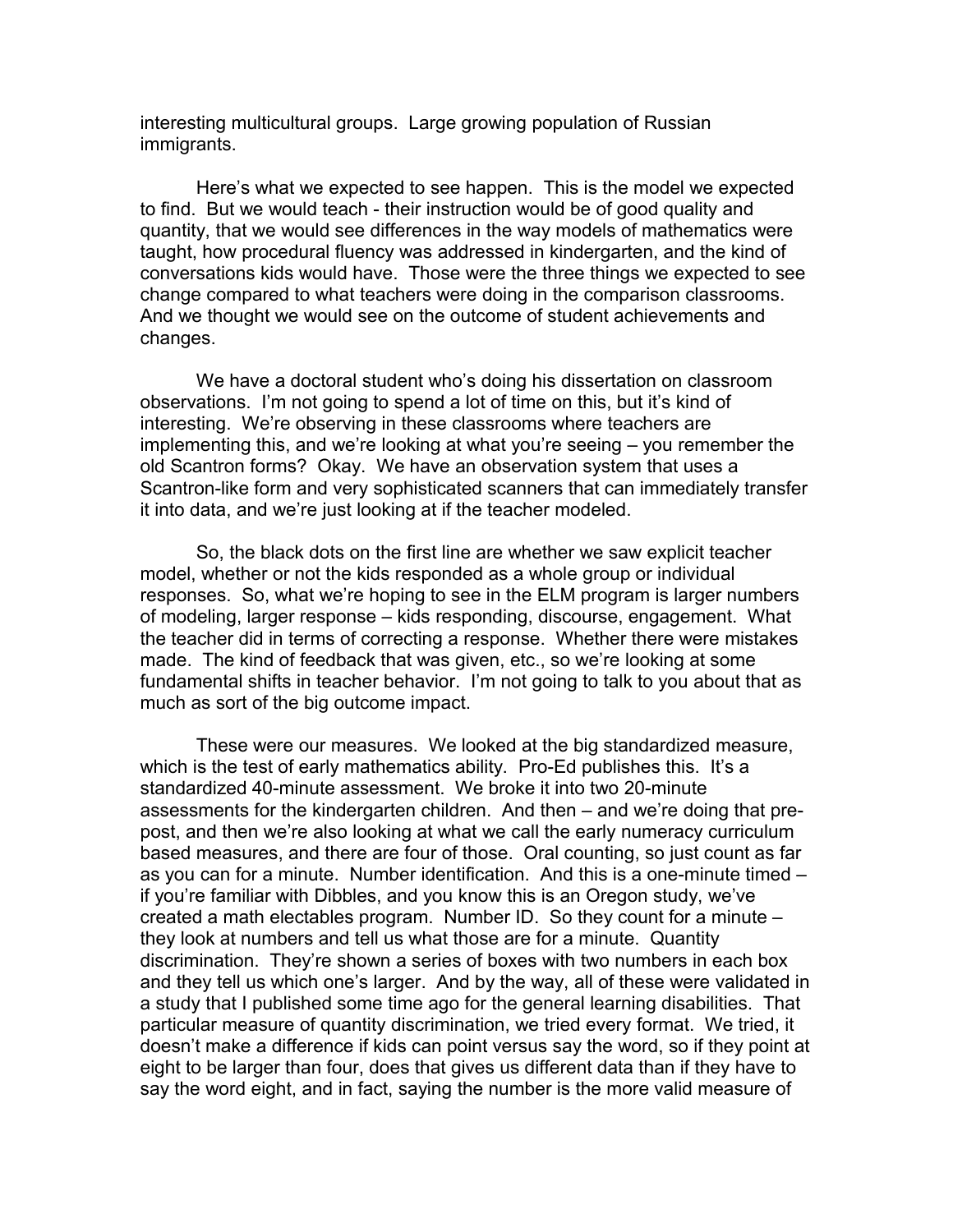interesting multicultural groups. Large growing population of Russian immigrants.

Here's what we expected to see happen. This is the model we expected to find. But we would teach - their instruction would be of good quality and quantity, that we would see differences in the way models of mathematics were taught, how procedural fluency was addressed in kindergarten, and the kind of conversations kids would have. Those were the three things we expected to see change compared to what teachers were doing in the comparison classrooms. And we thought we would see on the outcome of student achievements and changes.

We have a doctoral student who's doing his dissertation on classroom observations. I'm not going to spend a lot of time on this, but it's kind of interesting. We're observing in these classrooms where teachers are implementing this, and we're looking at what you're seeing – you remember the old Scantron forms? Okay. We have an observation system that uses a Scantron-like form and very sophisticated scanners that can immediately transfer it into data, and we're just looking at if the teacher modeled.

So, the black dots on the first line are whether we saw explicit teacher model, whether or not the kids responded as a whole group or individual responses. So, what we're hoping to see in the ELM program is larger numbers of modeling, larger response – kids responding, discourse, engagement. What the teacher did in terms of correcting a response. Whether there were mistakes made. The kind of feedback that was given, etc., so we're looking at some fundamental shifts in teacher behavior. I'm not going to talk to you about that as much as sort of the big outcome impact.

These were our measures. We looked at the big standardized measure, which is the test of early mathematics ability. Pro-Ed publishes this. It's a standardized 40-minute assessment. We broke it into two 20-minute assessments for the kindergarten children. And then – and we're doing that pre-post, and then we're also looking at what we call the early numeracy curriculum based measures, and there are four of those. Oral counting, so just count as far as you can for a minute. Number identification. And this is a one-minute timed – if you're familiar with Dibbles, and you know this is an Oregon study, we've created a math electables program. Number ID. So they count for a minute – they look at numbers and tell us what those are for a minute. Quantity discrimination. They're shown a series of boxes with two numbers in each box and they tell us which one's larger. And by the way, all of these were validated in a study that I published some time ago for the general learning disabilities. That particular measure of quantity discrimination, we tried every format. We tried, it doesn't make a difference if kids can point versus say the word, so if they point at eight to be larger than four, does that gives us different data than if they have to say the word eight, and in fact, saying the number is the more valid measure of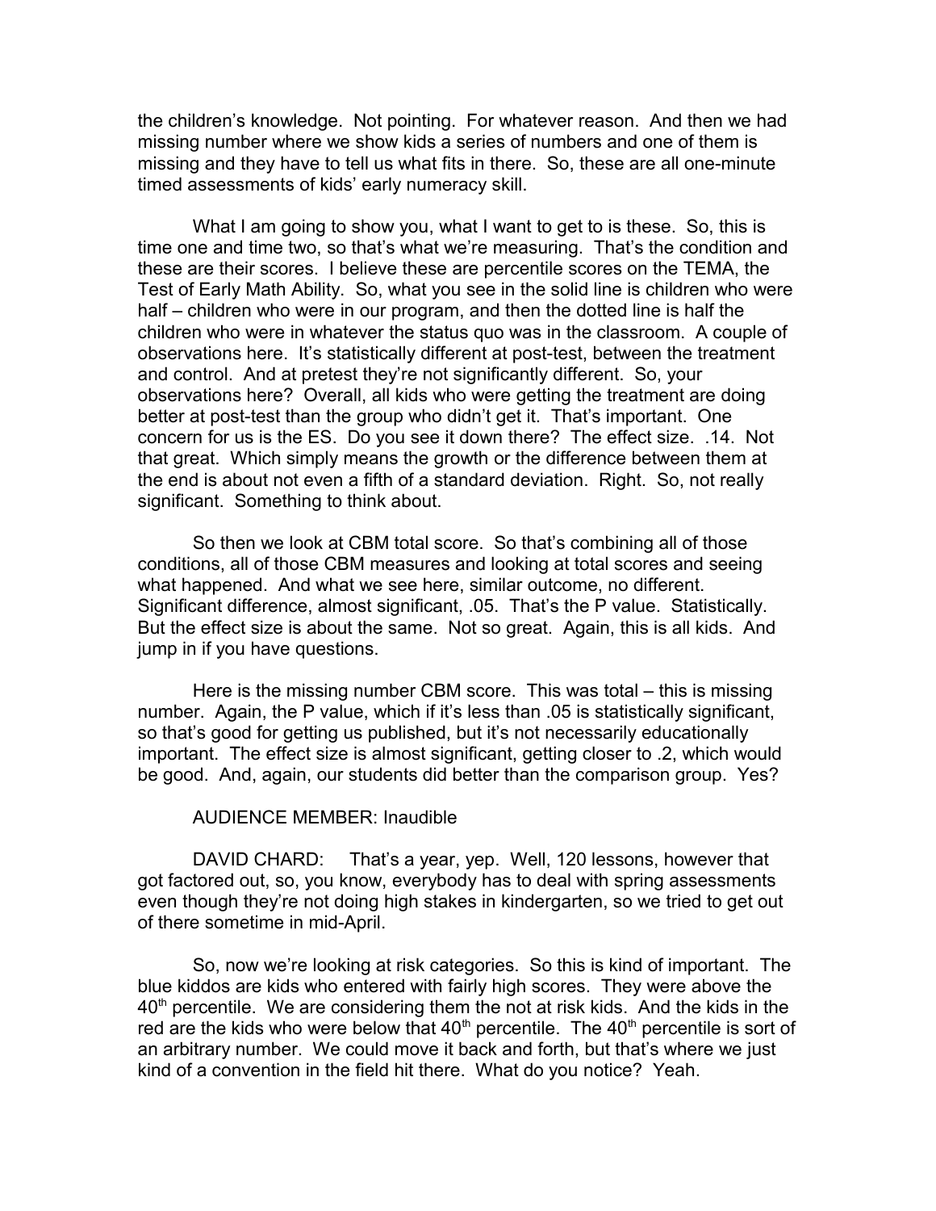the children's knowledge. Not pointing. For whatever reason. And then we had missing number where we show kids a series of numbers and one of them is missing and they have to tell us what fits in there. So, these are all one-minute timed assessments of kids' early numeracy skill.

What I am going to show you, what I want to get to is these. So, this is time one and time two, so that's what we're measuring. That's the condition and these are their scores. I believe these are percentile scores on the TEMA, the Test of Early Math Ability. So, what you see in the solid line is children who were half – children who were in our program, and then the dotted line is half the children who were in whatever the status quo was in the classroom. A couple of observations here. It's statistically different at post-test, between the treatment and control. And at pretest they're not significantly different. So, your observations here? Overall, all kids who were getting the treatment are doing better at post-test than the group who didn't get it. That's important. One concern for us is the ES. Do you see it down there? The effect size. .14. Not that great. Which simply means the growth or the difference between them at the end is about not even a fifth of a standard deviation. Right. So, not really significant. Something to think about.

So then we look at CBM total score. So that's combining all of those conditions, all of those CBM measures and looking at total scores and seeing what happened. And what we see here, similar outcome, no different. Significant difference, almost significant, .05. That's the P value. Statistically. But the effect size is about the same. Not so great. Again, this is all kids. And jump in if you have questions.

Here is the missing number CBM score. This was total – this is missing number. Again, the P value, which if it's less than .05 is statistically significant, so that's good for getting us published, but it's not necessarily educationally important. The effect size is almost significant, getting closer to .2, which would be good. And, again, our students did better than the comparison group. Yes?

AUDIENCE MEMBER: Inaudible

DAVID CHARD: That's a year, yep. Well, 120 lessons, however that got factored out, so, you know, everybody has to deal with spring assessments even though they're not doing high stakes in kindergarten, so we tried to get out of there sometime in mid-April.

So, now we're looking at risk categories. So this is kind of important. The blue kiddos are kids who entered with fairly high scores. They were above the 40th percentile. We are considering them the not at risk kids. And the kids in the red are the kids who were below that 40th percentile. The 40th percentile is sort of an arbitrary number. We could move it back and forth, but that's where we just kind of a convention in the field hit there. What do you notice? Yeah.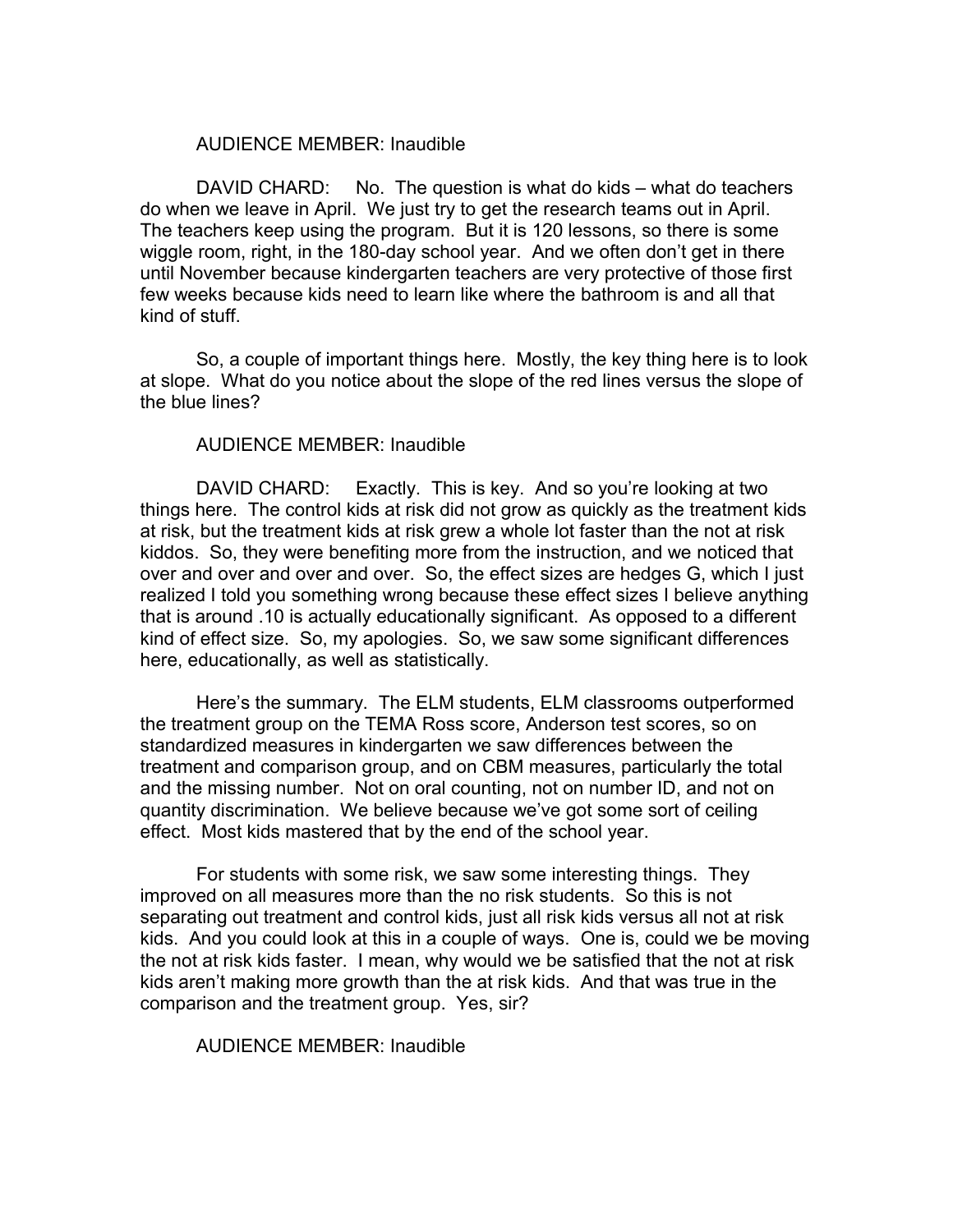AUDIENCE MEMBER: Inaudible

DAVID CHARD: No. The question is what do kids – what do teachers do when we leave in April. We just try to get the research teams out in April. The teachers keep using the program. But it is 120 lessons, so there is some wiggle room, right, in the 180-day school year. And we often don't get in there until November because kindergarten teachers are very protective of those first few weeks because kids need to learn like where the bathroom is and all that kind of stuff.

So, a couple of important things here. Mostly, the key thing here is to look at slope. What do you notice about the slope of the red lines versus the slope of the blue lines?

AUDIENCE MEMBER: Inaudible

DAVID CHARD: Exactly. This is key. And so you're looking at two things here. The control kids at risk did not grow as quickly as the treatment kids at risk, but the treatment kids at risk grew a whole lot faster than the not at risk kiddos. So, they were benefiting more from the instruction, and we noticed that over and over and over and over. So, the effect sizes are hedges G, which I just realized I told you something wrong because these effect sizes I believe anything that is around .10 is actually educationally significant. As opposed to a different kind of effect size. So, my apologies. So, we saw some significant differences here, educationally, as well as statistically.

Here's the summary. The ELM students, ELM classrooms outperformed the treatment group on the TEMA Ross score, Anderson test scores, so on standardized measures in kindergarten we saw differences between the treatment and comparison group, and on CBM measures, particularly the total and the missing number. Not on oral counting, not on number ID, and not on quantity discrimination. We believe because we've got some sort of ceiling effect. Most kids mastered that by the end of the school year.

For students with some risk, we saw some interesting things. They improved on all measures more than the no risk students. So this is not separating out treatment and control kids, just all risk kids versus all not at risk kids. And you could look at this in a couple of ways. One is, could we be moving the not at risk kids faster. I mean, why would we be satisfied that the not at risk kids aren't making more growth than the at risk kids. And that was true in the comparison and the treatment group. Yes, sir?

AUDIENCE MEMBER: Inaudible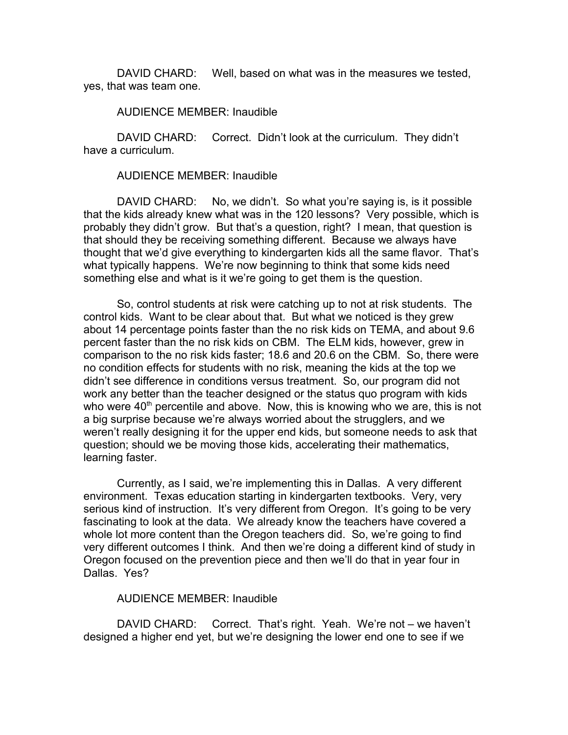DAVID CHARD: Well, based on what was in the measures we tested, yes, that was team one.

AUDIENCE MEMBER: Inaudible

DAVID CHARD: Correct. Didn't look at the curriculum. They didn't have a curriculum.

AUDIENCE MEMBER: Inaudible

DAVID CHARD: No, we didn't. So what you're saying is, is it possible that the kids already knew what was in the 120 lessons? Very possible, which is probably they didn't grow. But that's a question, right? I mean, that question is that should they be receiving something different. Because we always have thought that we'd give everything to kindergarten kids all the same flavor. That's what typically happens. We're now beginning to think that some kids need something else and what is it we're going to get them is the question.

So, control students at risk were catching up to not at risk students. The control kids. Want to be clear about that. But what we noticed is they grew about 14 percentage points faster than the no risk kids on TEMA, and about 9.6 percent faster than the no risk kids on CBM. The ELM kids, however, grew in comparison to the no risk kids faster; 18.6 and 20.6 on the CBM. So, there were no condition effects for students with no risk, meaning the kids at the top we didn't see difference in conditions versus treatment. So, our program did not work any better than the teacher designed or the status quo program with kids who were 40th percentile and above. Now, this is knowing who we are, this is not a big surprise because we're always worried about the strugglers, and we weren't really designing it for the upper end kids, but someone needs to ask that question; should we be moving those kids, accelerating their mathematics, learning faster.

Currently, as I said, we're implementing this in Dallas. A very different environment. Texas education starting in kindergarten textbooks. Very, very serious kind of instruction. It's very different from Oregon. It's going to be very fascinating to look at the data. We already know the teachers have covered a whole lot more content than the Oregon teachers did. So, we're going to find very different outcomes I think. And then we're doing a different kind of study in Oregon focused on the prevention piece and then we'll do that in year four in Dallas. Yes?

AUDIENCE MEMBER: Inaudible

DAVID CHARD: Correct. That's right. Yeah. We're not – we haven't designed a higher end yet, but we're designing the lower end one to see if we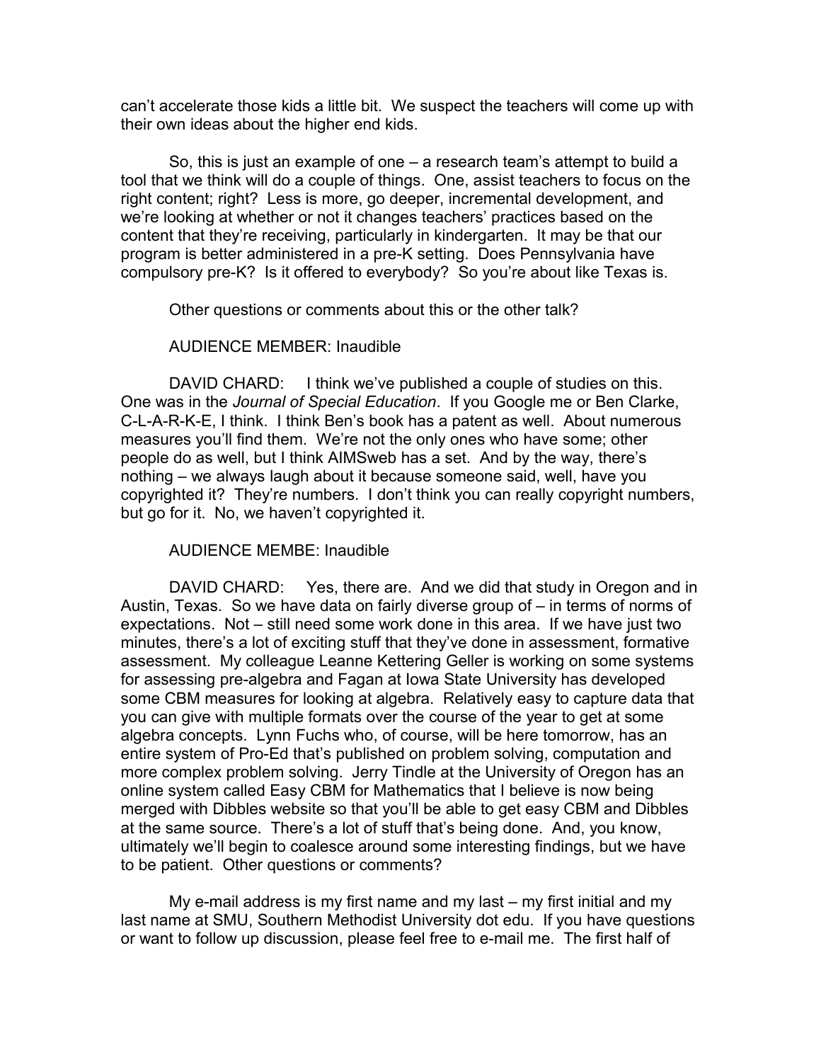can't accelerate those kids a little bit. We suspect the teachers will come up with their own ideas about the higher end kids.

So, this is just an example of one – a research team's attempt to build a tool that we think will do a couple of things. One, assist teachers to focus on the right content; right? Less is more, go deeper, incremental development, and we're looking at whether or not it changes teachers' practices based on the content that they're receiving, particularly in kindergarten. It may be that our program is better administered in a pre-K setting. Does Pennsylvania have compulsory pre-K? Is it offered to everybody? So you're about like Texas is.

Other questions or comments about this or the other talk?

AUDIENCE MEMBER: Inaudible

DAVID CHARD: I think we've published a couple of studies on this. One was in the *Journal of Special Education*. If you Google me or Ben Clarke, C-L-A-R-K-E, I think. I think Ben's book has a patent as well. About numerous measures you'll find them. We're not the only ones who have some; other people do as well, but I think AIMSweb has a set. And by the way, there's nothing – we always laugh about it because someone said, well, have you copyrighted it? They're numbers. I don't think you can really copyright numbers, but go for it. No, we haven't copyrighted it.

AUDIENCE MEMBE: Inaudible

DAVID CHARD: Yes, there are. And we did that study in Oregon and in Austin, Texas. So we have data on fairly diverse group of – in terms of norms of expectations. Not – still need some work done in this area. If we have just two minutes, there's a lot of exciting stuff that they've done in assessment, formative assessment. My colleague Leanne Kettering Geller is working on some systems for assessing pre-algebra and Fagan at Iowa State University has developed some CBM measures for looking at algebra. Relatively easy to capture data that you can give with multiple formats over the course of the year to get at some algebra concepts. Lynn Fuchs who, of course, will be here tomorrow, has an entire system of Pro-Ed that's published on problem solving, computation and more complex problem solving. Jerry Tindle at the University of Oregon has an online system called Easy CBM for Mathematics that I believe is now being merged with Dibbles website so that you'll be able to get easy CBM and Dibbles at the same source. There's a lot of stuff that's being done. And, you know, ultimately we'll begin to coalesce around some interesting findings, but we have to be patient. Other questions or comments?

My e-mail address is my first name and my last – my first initial and my last name at SMU, Southern Methodist University dot edu. If you have questions or want to follow up discussion, please feel free to e-mail me. The first half of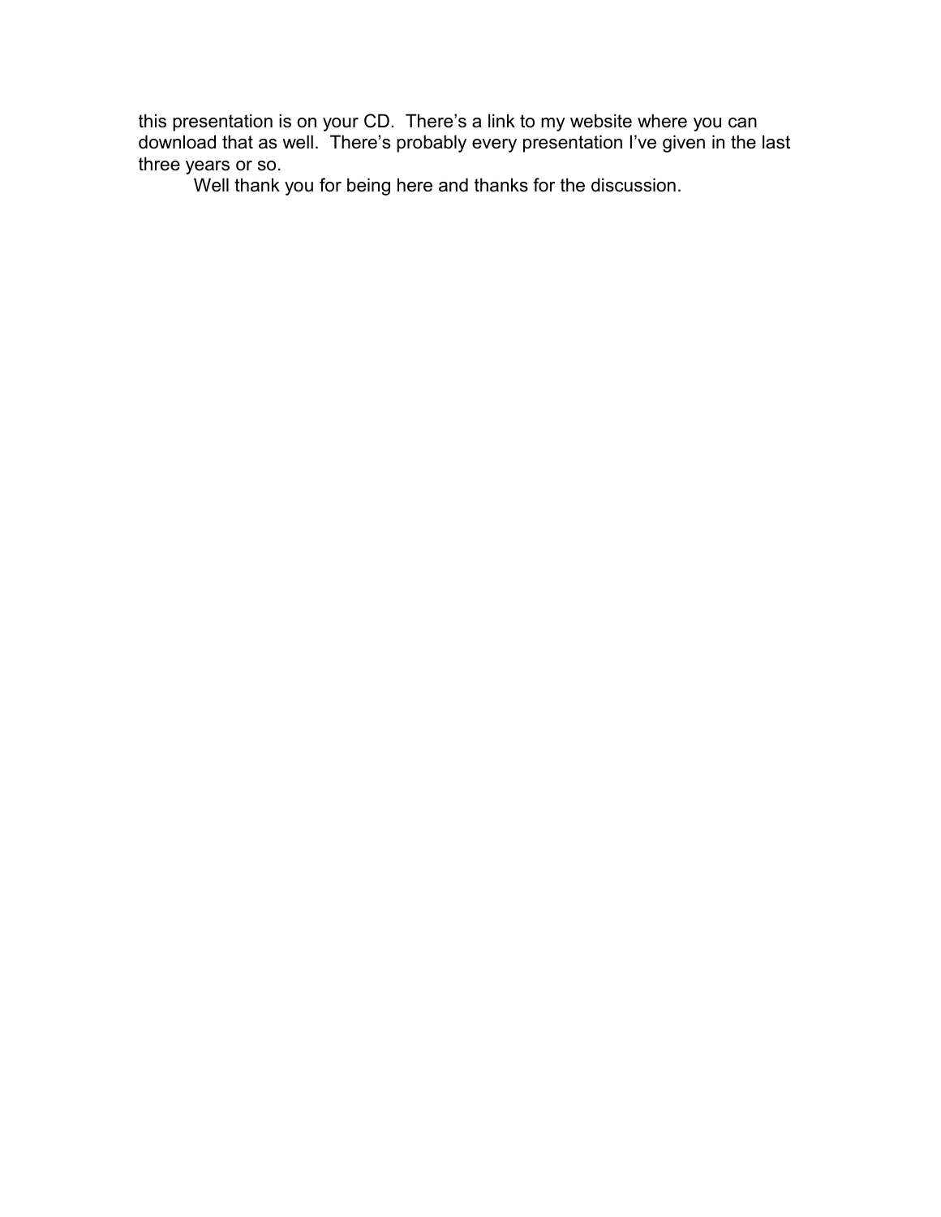this presentation is on your CD. There's a link to my website where you can download that as well. There's probably every presentation I've given in the last three years or so.

Well thank you for being here and thanks for the discussion.